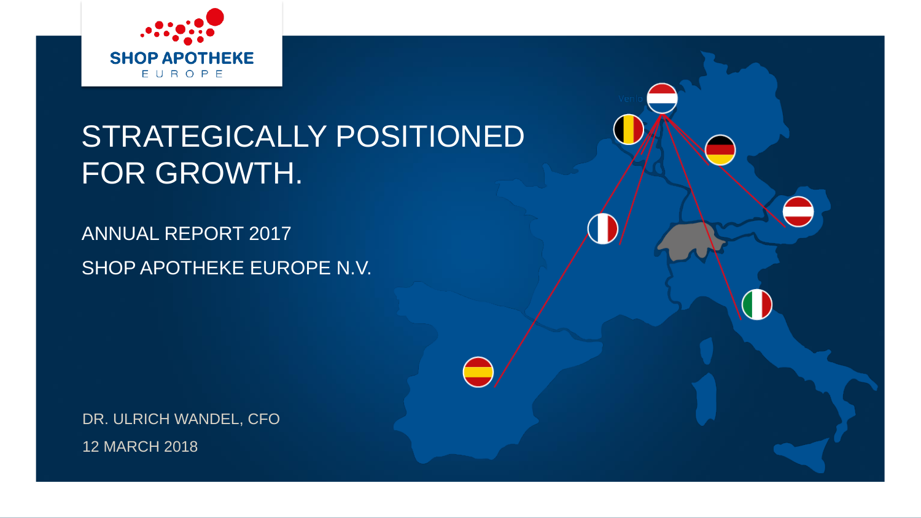SHOP APOTHEKE EUROPE

# STRATEGICALLY POSITIONED FOR GROWTH.

ANNUAL REPORT 2017

SHOP APOTHEKE EUROPE N.V.

DR. ULRICH WANDEL, CFO

12 MARCH 2018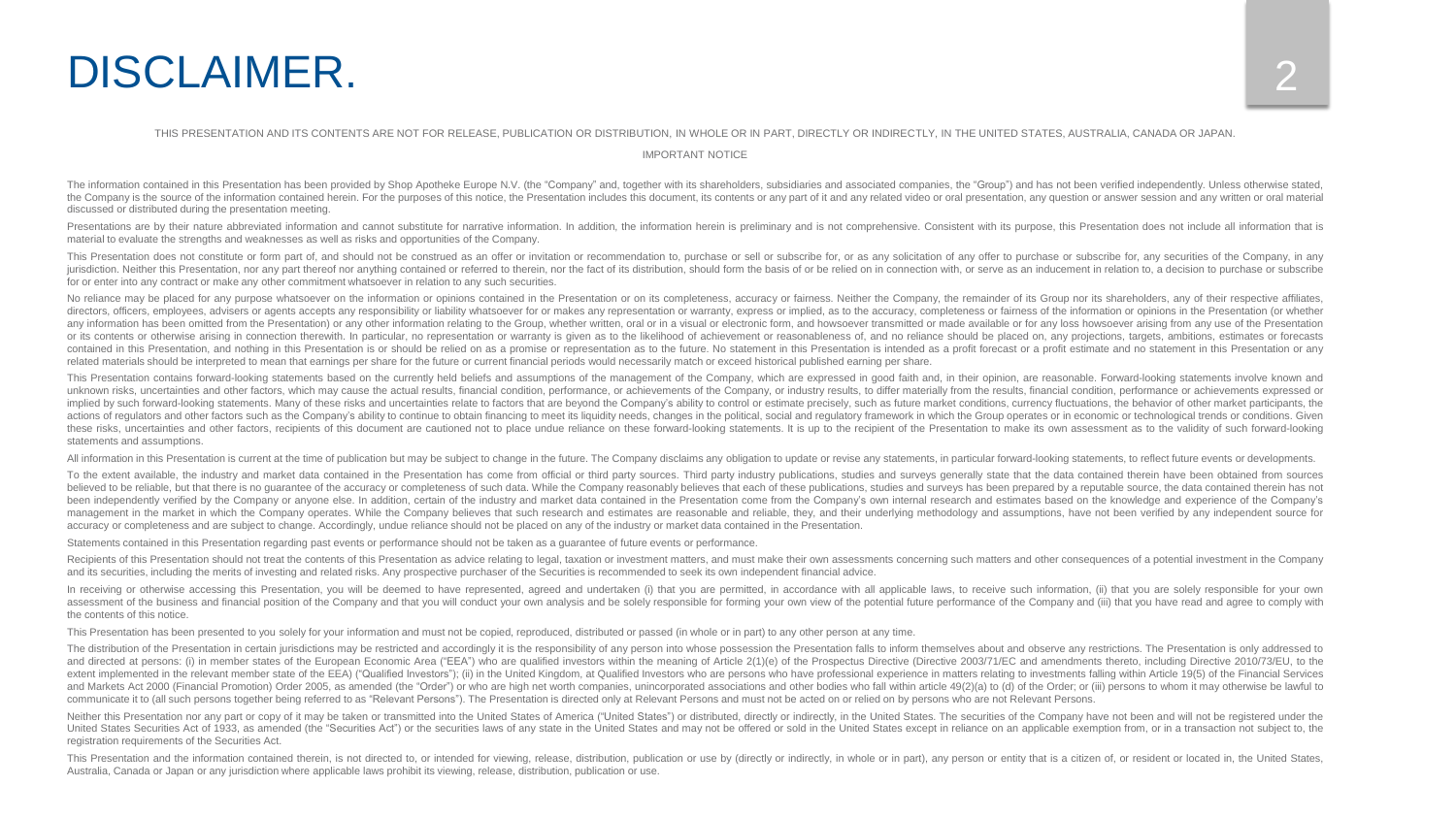# DISCLAIMER.

THIS PRESENTATION AND ITS CONTENTS ARE NOT FOR RELEASE, PUBLICATION OR DISTRIBUTION, IN WHOLE OR IN PART, DIRECTLY OR INDIRECTLY, IN THE UNITED STATES, AUSTRALIA, CANADA OR JAPAN.

IMPORTANT NOTICE

The information contained in this Presentation has been provided by Shop Apotheke Europe N.V. (the "Company" and, together with its shareholders, subsidiaries and associated companies, the "Group") and has not been verified independently. Unless otherwise stated, the Company is the source of the information contained herein. For the purposes of this notice, the Presentation includes this document, its contents or any part of it and any related video or oral presentation, any question or answer session and any written or oral material discussed or distributed during the presentation meeting.

Presentations are by their nature abbreviated information and cannot substitute for narrative information. In addition, the information herein is preliminary and is not comprehensive. Consistent with its purpose, this Presentation does not include all information that is material to evaluate the strengths and weaknesses as well as risks and opportunities of the Company.

This Presentation does not constitute or form part of, and should not be construed as an offer or invitation or recommendation to, purchase or sell or subscribe for, or as any solicitation of any offer to purchase or subscribe for, any securities of the Company, in any jurisdiction. Neither this Presentation, nor any part thereof nor anything contained or referred to therein, nor the fact of its distribution, should form the basis of or be relied on in connection with, or serve as an inducement in relation to, a decision to purchase or subscribe for or enter into any contract or make any other commitment whatsoever in relation to any such securities.

No reliance may be placed for any purpose whatsoever on the information or opinions contained in the Presentation or on its completeness, accuracy or fairness. Neither the Company, the remainder of its Group nor its shareholders, any of their respective affiliates, directors, officers, employees, advisers or agents accepts any responsibility or liability whatsoever for or makes any representation or warranty, express or implied, as to the accuracy, completeness or fairness of the information or opinions in the Presentation (or whether any information has been omitted from the Presentation) or any other information relating to the Group, whether written, oral or in a visual or electronic form, and howsoever transmitted or made available or for any loss howsoever arising from any use of the Presentation or its contents or otherwise arising in connection therewith. In particular, no representation or warranty is given as to the likelihood of achievement or reasonableness of, and no reliance should be placed on, any projections, targets, ambitions, estimates or forecasts contained in this Presentation, and nothing in this Presentation is or should be relied on as a promise or representation as to the future. No statement in this Presentation is intended as a profit forecast or a profit estimate and no statement in this Presentation or any related materials should be interpreted to mean that earnings per share for the future or current financial periods would necessarily match or exceed historical published earning per share.

This Presentation contains forward-looking statements based on the currently held beliefs and assumptions of the management of the Company, which are expressed in good faith and, in their opinion, are reasonable. Forward-looking statements involve known and unknown risks, uncertainties and other factors, which may cause the actual results, financial condition, performance, or achievements of the Company, or industry results, to differ materially from the results, financial condition, performance or achievements expressed or implied by such forward-looking statements. Many of these risks and uncertainties relate to factors that are beyond the Company's ability to control or estimate precisely, such as future market conditions, currency fluctuations, the behavior of other market participants, the actions of regulators and other factors such as the Company's ability to continue to obtain financing to meet its liquidity needs, changes in the political, social and regulatory framework in which the Group operates or in economic or technological trends or conditions. Given these risks, uncertainties and other factors, recipients of this document are cautioned not to place undue reliance on these forward-looking statements. It is up to the recipient of the Presentation to make its own assessment as to the validity of such forward-looking statements and assumptions.

All information in this Presentation is current at the time of publication but may be subject to change in the future. The Company disclaims any obligation to update or revise any statements, in particular forward-looking statements, to reflect future events or developments.

To the extent available, the industry and market data contained in the Presentation has come from official or third party sources. Third party industry publications, studies and surveys generally state that the data contained therein have been obtained from sources believed to be reliable, but that there is no guarantee of the accuracy or completeness of such data. While the Company reasonably believes that each of these publications, studies and surveys has been prepared by a reputable source, the data contained therein has not been independently verified by the Company or anyone else. In addition, certain of the industry and market data contained in the Presentation come from the Company's own internal research and estimates based on the knowledge and experience of the Company's management in the market in which the Company operates. While the Company believes that such research and estimates are reasonable and reliable, they, and their underlying methodology and assumptions, have not been verified by any independent source for accuracy or completeness and are subject to change. Accordingly, undue reliance should not be placed on any of the industry or market data contained in the Presentation.

Statements contained in this Presentation regarding past events or performance should not be taken as a guarantee of future events or performance.

Recipients of this Presentation should not treat the contents of this Presentation as advice relating to legal, taxation or investment matters, and must make their own assessments concerning such matters and other consequences of a potential investment in the Company and its securities, including the merits of investing and related risks. Any prospective purchaser of the Securities is recommended to seek its own independent financial advice.

In receiving or otherwise accessing this Presentation, you will be deemed to have represented, agreed and undertaken (i) that you are permitted, in accordance with all applicable laws, to receive such information, (ii) that you are solely responsible for your own assessment of the business and financial position of the Company and that you will conduct your own analysis and be solely responsible for forming your own view of the potential future performance of the Company and (iii) that you have read and agree to comply with the contents of this notice.

This Presentation has been presented to you solely for your information and must not be copied, reproduced, distributed or passed (in whole or in part) to any other person at any time.

The distribution of the Presentation in certain jurisdictions may be restricted and accordingly it is the responsibility of any person into whose possession the Presentation falls to inform themselves about and observe any restrictions. The Presentation is only addressed to and directed at persons: (i) in member states of the European Economic Area ("EEA") who are qualified investors within the meaning of Article 2(1)(e) of the Prospectus Directive (Directive 2003/71/EC and amendments thereto, including Directive 2010/73/EU, to the extent implemented in the relevant member state of the EEA) ("Qualified Investors"); (ii) in the United Kingdom, at Qualified Investors who are persons who have professional experience in matters relating to investments falling within Article 19(5) of the Financial Services and Markets Act 2000 (Financial Promotion) Order 2005, as amended (the "Order") or who are high net worth companies, unincorporated associations and other bodies who fall within article 49(2)(a) to (d) of the Order; or (iii) persons to whom it may otherwise be lawful to communicate it to (all such persons together being referred to as "Relevant Persons"). The Presentation is directed only at Relevant Persons and must not be acted on or relied on by persons who are not Relevant Persons.

Neither this Presentation nor any part or copy of it may be taken or transmitted into the United States of America ("United States") or distributed, directly or indirectly, in the United States. The securities of the Company have not been and will not be registered under the United States Securities Act of 1933, as amended (the "Securities Act") or the securities laws of any state in the United States and may not be offered or sold in the United States except in reliance on an applicable exemption from, or in a transaction not subject to, the registration requirements of the Securities Act.

This Presentation and the information contained therein, is not directed to, or intended for viewing, release, distribution, publication or use by (directly or indirectly, in whole or in part), any person or entity that is a citizen of, or resident or located in, the United States, Australia, Canada or Japan or any jurisdiction where applicable laws prohibit its viewing, release, distribution, publication or use.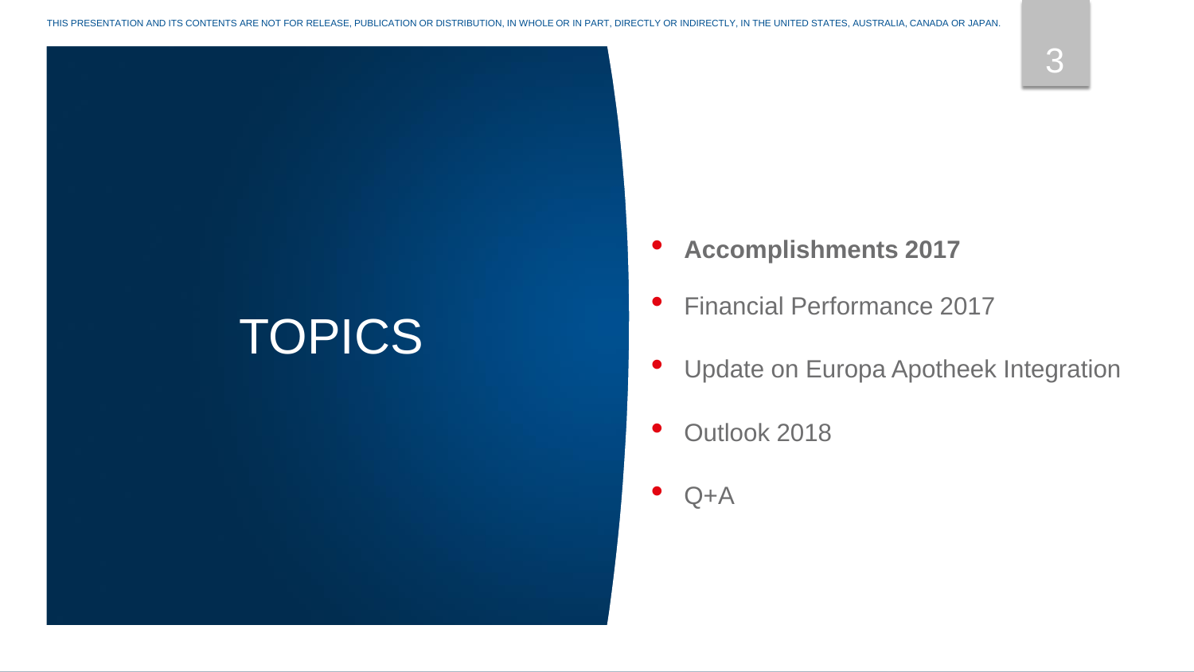# TOPICS

- **Accomplishments 2017**
- Financial Performance 2017
- Update on Europa Apotheek Integration
- Outlook 2018
- Q+A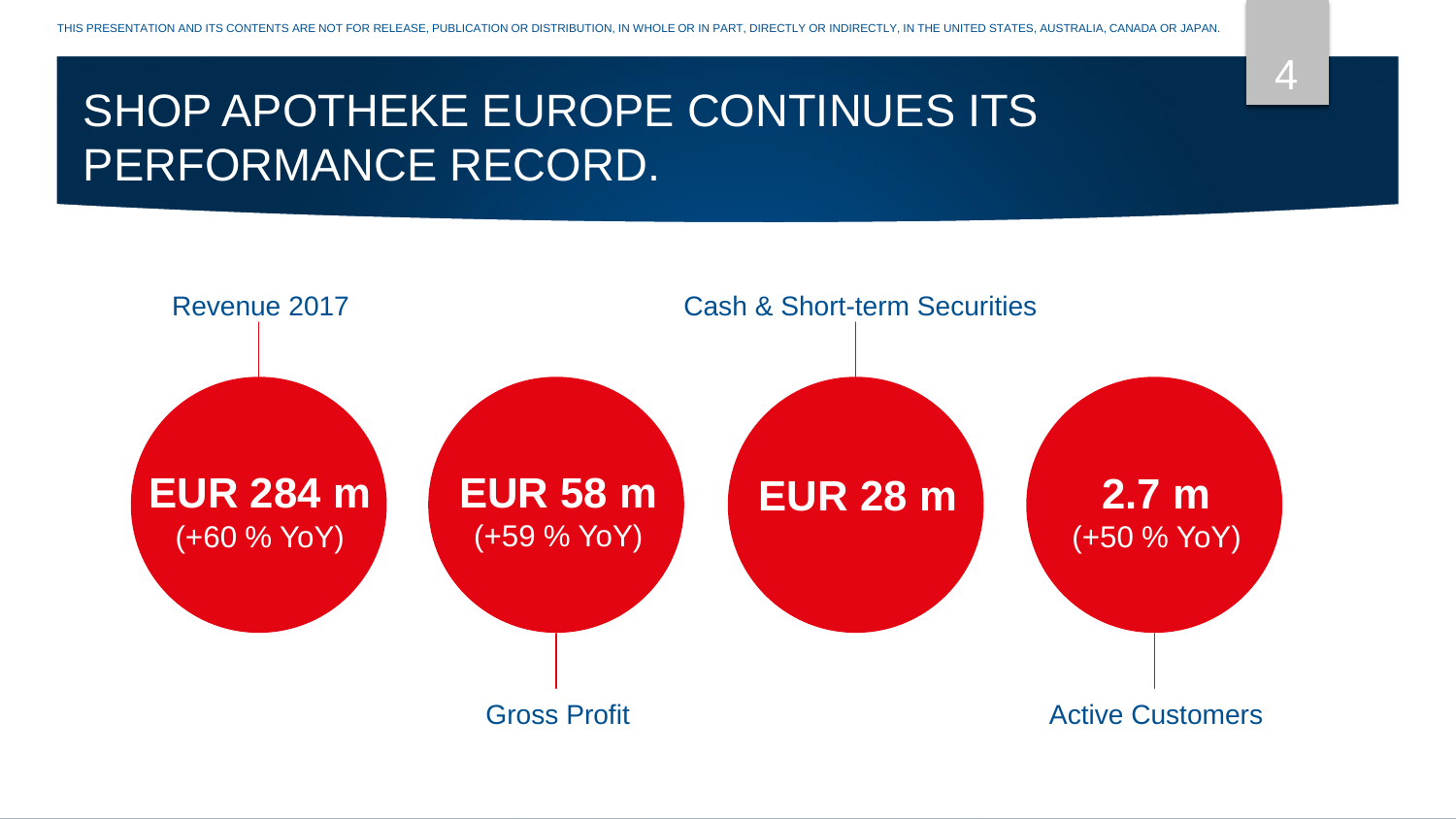THIS PRESENTATION AND ITS CONTENTS ARE NOT FOR RELEASE, PUBLICATION OR DISTRIBUTION, IN WHOLE OR IN PART, DIRECTLY OR INDIRECTLY, IN THE UNITED STATES, AUSTRALIA, CANADA OR JAPAN.

# SHOP APOTHEKE EUROPE CONTINUES ITS PERFORMANCE RECORD.

Revenue 2017

**EUR 284 m**
(+60 % YoY)

Gross Profit

**EUR 58 m**
(+59 % YoY)

Cash & Short-term Securities

**EUR 28 m**

Active Customers

**2.7 m**
(+50 % YoY)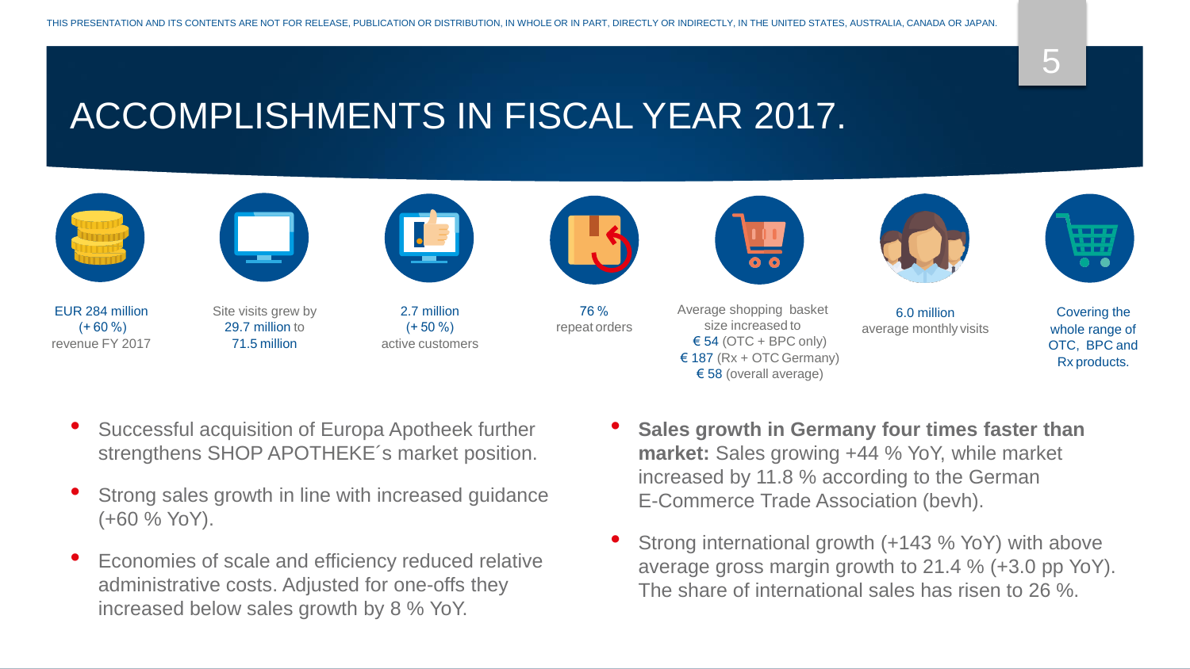THIS PRESENTATION AND ITS CONTENTS ARE NOT FOR RELEASE, PUBLICATION OR DISTRIBUTION, IN WHOLE OR IN PART, DIRECTLY OR INDIRECTLY, IN THE UNITED STATES, AUSTRALIA, CANADA OR JAPAN.

# ACCOMPLISHMENTS IN FISCAL YEAR 2017.

- EUR 284 million (+ 60 %) revenue FY 2017
- Site visits grew by 29.7 million to 71.5 million
- 2.7 million (+ 50 %) active customers
- 76 % repeat orders
- Average shopping basket size increased to € 54 (OTC + BPC only) € 187 (Rx + OTC Germany) € 58 (overall average)
- 6.0 million average monthly visits
- Covering the whole range of OTC, BPC and Rx products.

- Successful acquisition of Europa Apotheek further strengthens SHOP APOTHEKE´s market position.
- Strong sales growth in line with increased guidance (+60 % YoY).
- Economies of scale and efficiency reduced relative administrative costs. Adjusted for one-offs they increased below sales growth by 8 % YoY.
- **Sales growth in Germany four times faster than market:** Sales growing +44 % YoY, while market increased by 11.8 % according to the German E-Commerce Trade Association (bevh).
- Strong international growth (+143 % YoY) with above average gross margin growth to 21.4 % (+3.0 pp YoY). The share of international sales has risen to 26 %.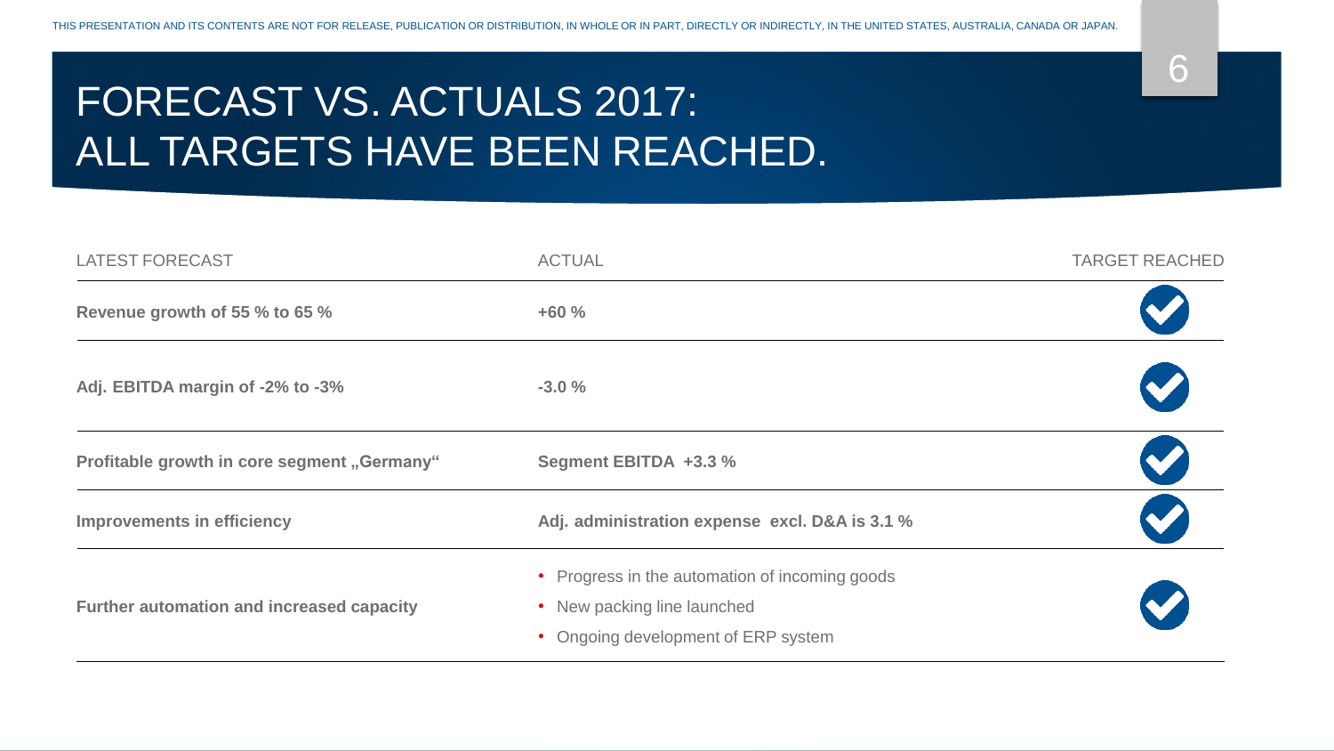THIS PRESENTATION AND ITS CONTENTS ARE NOT FOR RELEASE, PUBLICATION OR DISTRIBUTION, IN WHOLE OR IN PART, DIRECTLY OR INDIRECTLY, IN THE UNITED STATES, AUSTRALIA, CANADA OR JAPAN.

# FORECAST VS. ACTUALS 2017: ALL TARGETS HAVE BEEN REACHED.

| LATEST FORECAST | ACTUAL | TARGET REACHED |
|---|---|---|
| **Revenue growth of 55 % to 65 %** | **+60 %** | ✔ |
| **Adj. EBITDA margin of -2% to -3%** | **-3.0 %** | ✔ |
| **Profitable growth in core segment „Germany“** | **Segment EBITDA +3.3 %** | ✔ |
| **Improvements in efficiency** | **Adj. administration expense excl. D&A is 3.1 %** | ✔ |
| **Further automation and increased capacity** | • Progress in the automation of incoming goods<br>• New packing line launched<br>• Ongoing development of ERP system | ✔ |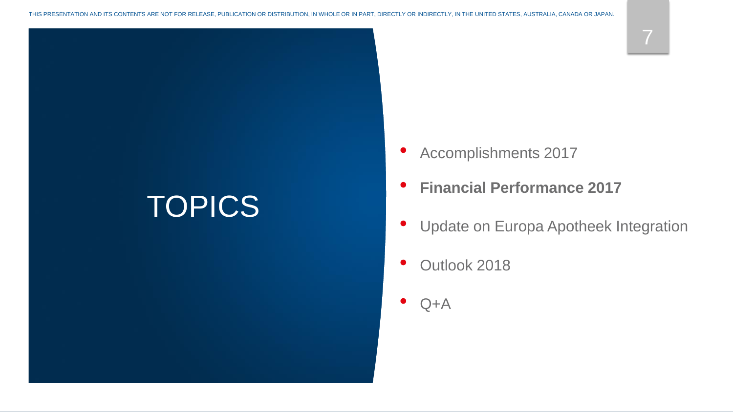# TOPICS

- Accomplishments 2017
- **Financial Performance 2017**
- Update on Europa Apotheek Integration
- Outlook 2018
- Q+A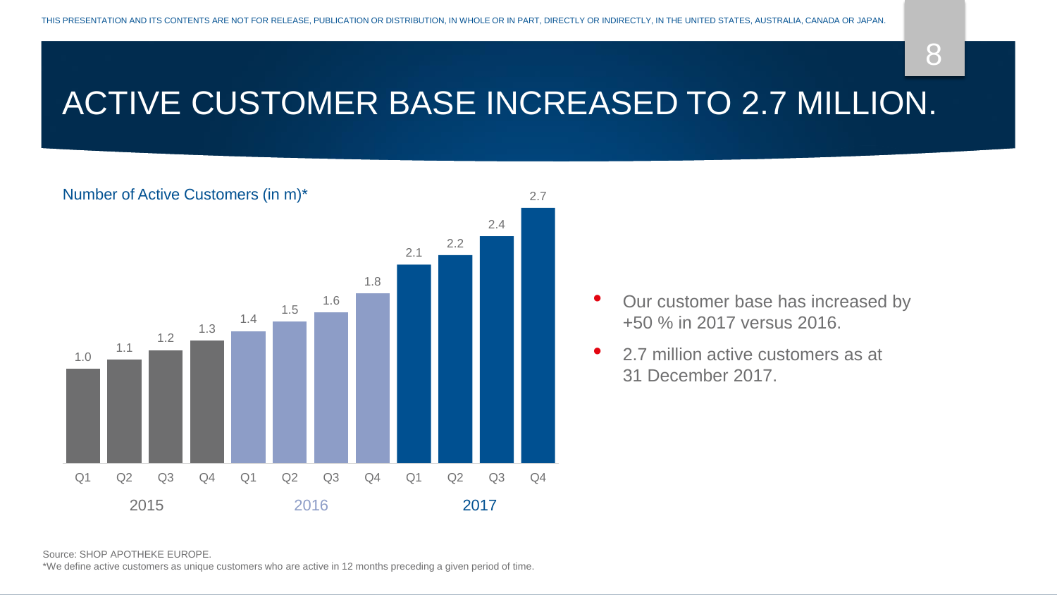# ACTIVE CUSTOMER BASE INCREASED TO 2.7 MILLION.

Number of Active Customers (in m)*

| Year | Quarter | Active Customers (in m) |
|---|---|---|
| 2015 | Q1 | 1.0 |
| 2015 | Q2 | 1.1 |
| 2015 | Q3 | 1.2 |
| 2015 | Q4 | 1.3 |
| 2016 | Q1 | 1.4 |
| 2016 | Q2 | 1.5 |
| 2016 | Q3 | 1.6 |
| 2016 | Q4 | 1.8 |
| 2017 | Q1 | 2.1 |
| 2017 | Q2 | 2.2 |
| 2017 | Q3 | 2.4 |
| 2017 | Q4 | 2.7 |

- Our customer base has increased by +50 % in 2017 versus 2016.
- 2.7 million active customers as at 31 December 2017.

Source: SHOP APOTHEKE EUROPE.
*We define active customers as unique customers who are active in 12 months preceding a given period of time.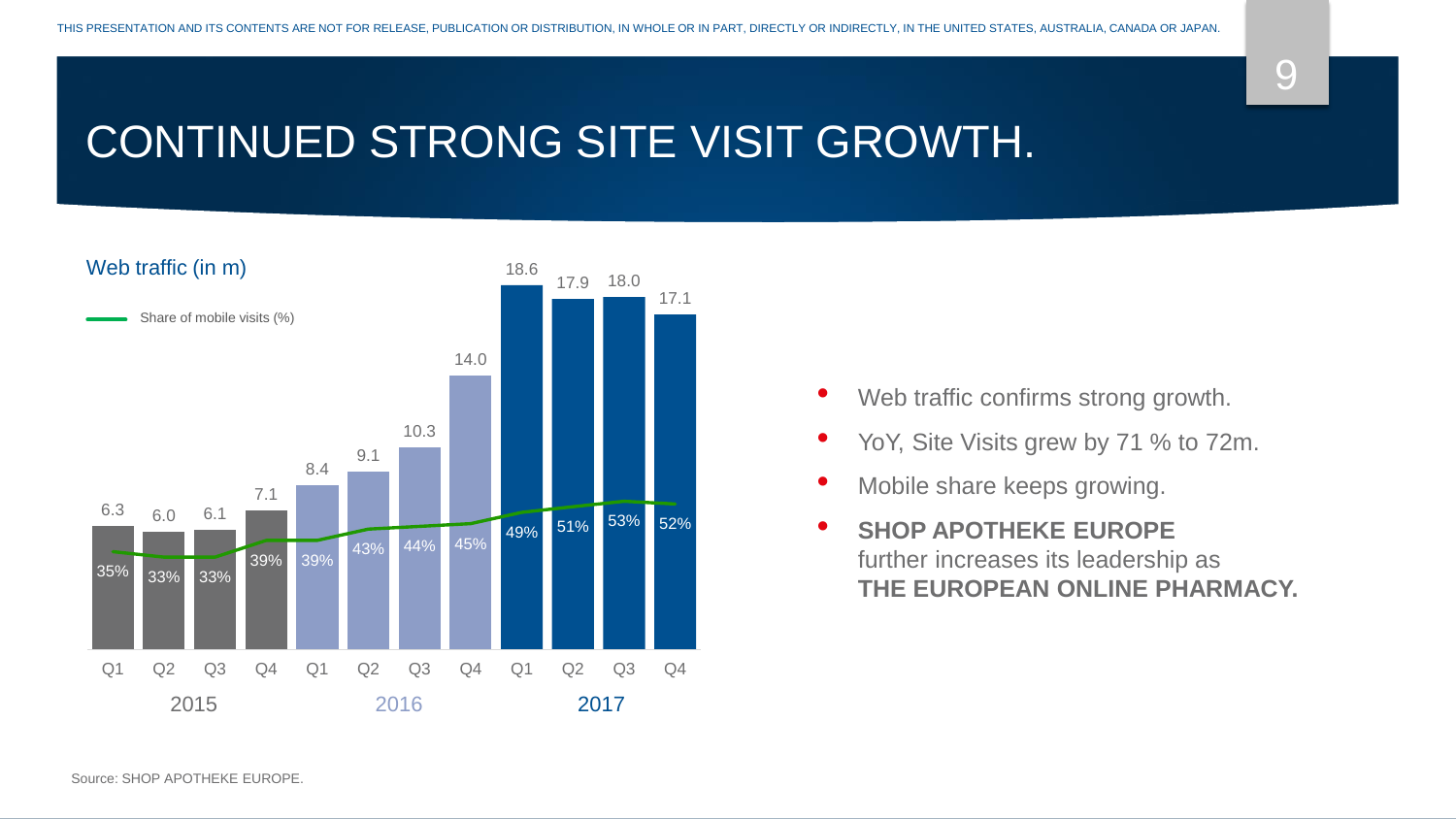THIS PRESENTATION AND ITS CONTENTS ARE NOT FOR RELEASE, PUBLICATION OR DISTRIBUTION, IN WHOLE OR IN PART, DIRECTLY OR INDIRECTLY, IN THE UNITED STATES, AUSTRALIA, CANADA OR JAPAN.

# CONTINUED STRONG SITE VISIT GROWTH.

Web traffic (in m)

| Year | Quarter | Web traffic (in m) | Share of mobile visits (%) |
|---|---|---|---|
| 2015 | Q1 | 6.3 | 35% |
| 2015 | Q2 | 6.0 | 33% |
| 2015 | Q3 | 6.1 | 33% |
| 2015 | Q4 | 7.1 | 39% |
| 2016 | Q1 | 8.4 | 39% |
| 2016 | Q2 | 9.1 | 43% |
| 2016 | Q3 | 10.3 | 44% |
| 2016 | Q4 | 14.0 | 45% |
| 2017 | Q1 | 18.6 | 49% |
| 2017 | Q2 | 17.9 | 51% |
| 2017 | Q3 | 18.0 | 53% |
| 2017 | Q4 | 17.1 | 52% |

- Web traffic confirms strong growth.
- YoY, Site Visits grew by 71 % to 72m.
- Mobile share keeps growing.
- **SHOP APOTHEKE EUROPE** further increases its leadership as **THE EUROPEAN ONLINE PHARMACY.**

Source: SHOP APOTHEKE EUROPE.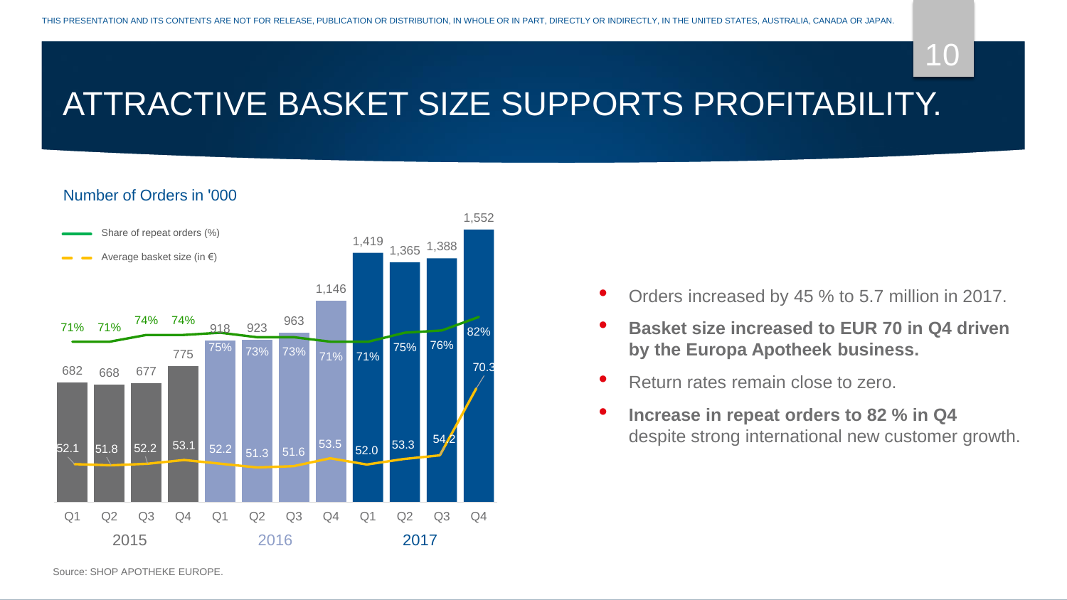# ATTRACTIVE BASKET SIZE SUPPORTS PROFITABILITY.

Number of Orders in '000

| Year | Quarter | Orders ('000) | Share of repeat orders (%) | Average basket size (in €) |
|---|---|---|---|---|
| 2015 | Q1 | 682 | 71% | 52.1 |
| 2015 | Q2 | 668 | 71% | 51.8 |
| 2015 | Q3 | 677 | 74% | 52.2 |
| 2015 | Q4 | 775 | 74% | 53.1 |
| 2016 | Q1 | 918 | 75% | 52.2 |
| 2016 | Q2 | 923 | 73% | 51.3 |
| 2016 | Q3 | 963 | 73% | 51.6 |
| 2016 | Q4 | 1,146 | 71% | 53.5 |
| 2017 | Q1 | 1,419 | 71% | 52.0 |
| 2017 | Q2 | 1,365 | 75% | 53.3 |
| 2017 | Q3 | 1,388 | 76% | 54.2 |
| 2017 | Q4 | 1,552 | 82% | 70.3 |

- Orders increased by 45 % to 5.7 million in 2017.
- **Basket size increased to EUR 70 in Q4 driven by the Europa Apotheek business.**
- Return rates remain close to zero.
- **Increase in repeat orders to 82 % in Q4** despite strong international new customer growth.

Source: SHOP APOTHEKE EUROPE.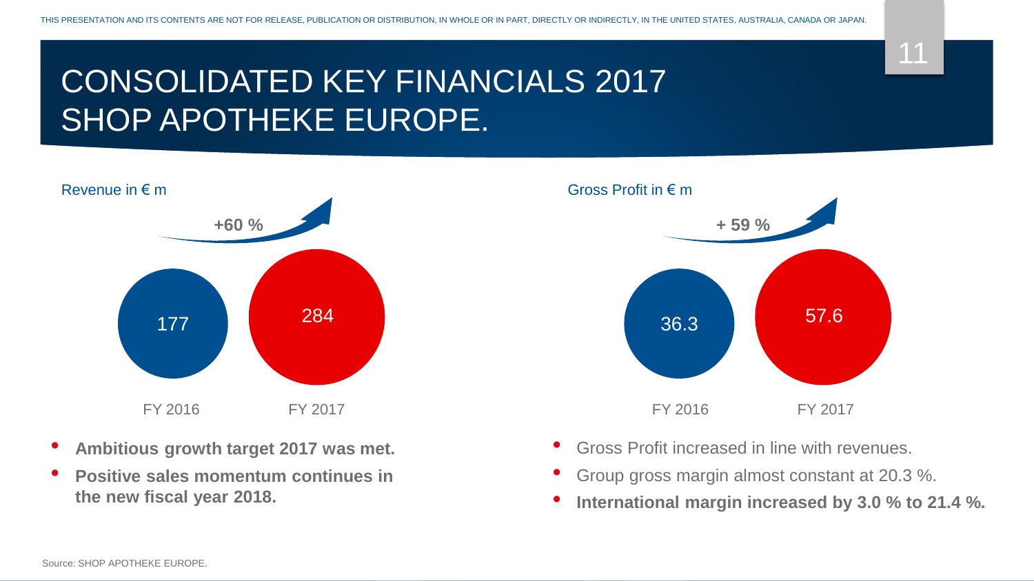THIS PRESENTATION AND ITS CONTENTS ARE NOT FOR RELEASE, PUBLICATION OR DISTRIBUTION, IN WHOLE OR IN PART, DIRECTLY OR INDIRECTLY, IN THE UNITED STATES, AUSTRALIA, CANADA OR JAPAN.

# CONSOLIDATED KEY FINANCIALS 2017 SHOP APOTHEKE EUROPE.

## Revenue in € m

**+60 %**

| FY 2016 | FY 2017 |
|---|---|
| 177 | 284 |

- **Ambitious growth target 2017 was met.**
- **Positive sales momentum continues in the new fiscal year 2018.**

## Gross Profit in € m

**+ 59 %**

| FY 2016 | FY 2017 |
|---|---|
| 36.3 | 57.6 |

- Gross Profit increased in line with revenues.
- Group gross margin almost constant at 20.3 %.
- **International margin increased by 3.0 % to 21.4 %.**

Source: SHOP APOTHEKE EUROPE.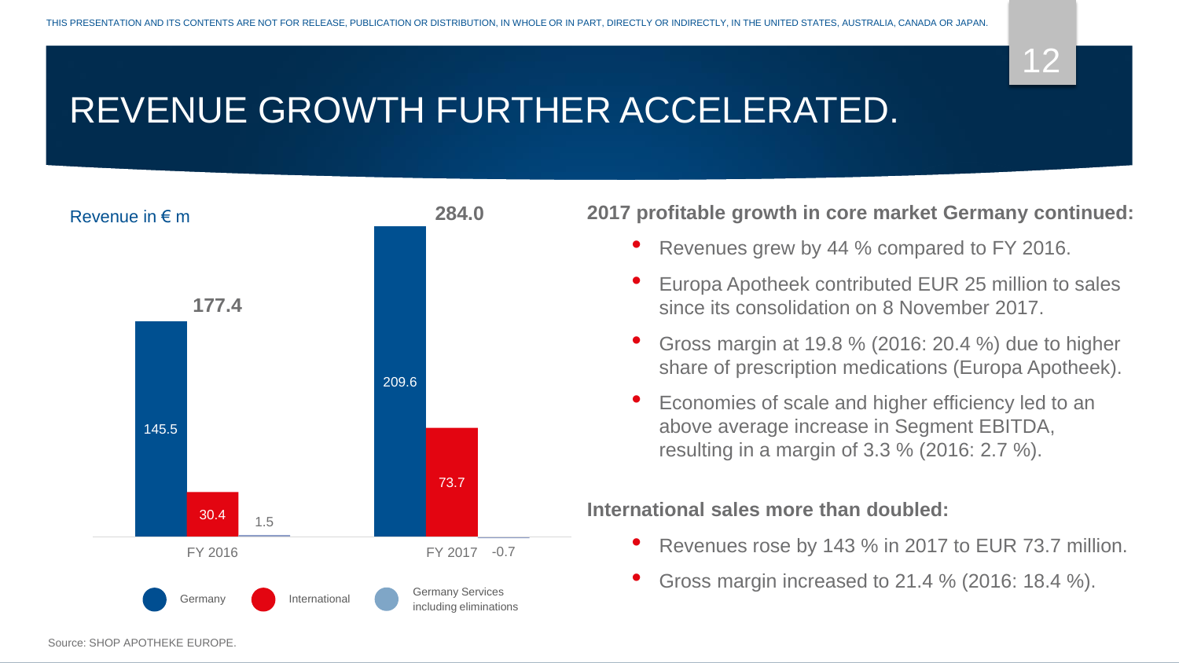# REVENUE GROWTH FURTHER ACCELERATED.

Revenue in € m

| | Germany | International | Germany Services including eliminations | Total |
|---|---|---|---|---|
| FY 2016 | 145.5 | 30.4 | 1.5 | 177.4 |
| FY 2017 | 209.6 | 73.7 | -0.7 | 284.0 |

**2017 profitable growth in core market Germany continued:**

- Revenues grew by 44 % compared to FY 2016.
- Europa Apotheek contributed EUR 25 million to sales since its consolidation on 8 November 2017.
- Gross margin at 19.8 % (2016: 20.4 %) due to higher share of prescription medications (Europa Apotheek).
- Economies of scale and higher efficiency led to an above average increase in Segment EBITDA, resulting in a margin of 3.3 % (2016: 2.7 %).

**International sales more than doubled:**

- Revenues rose by 143 % in 2017 to EUR 73.7 million.
- Gross margin increased to 21.4 % (2016: 18.4 %).

Source: SHOP APOTHEKE EUROPE.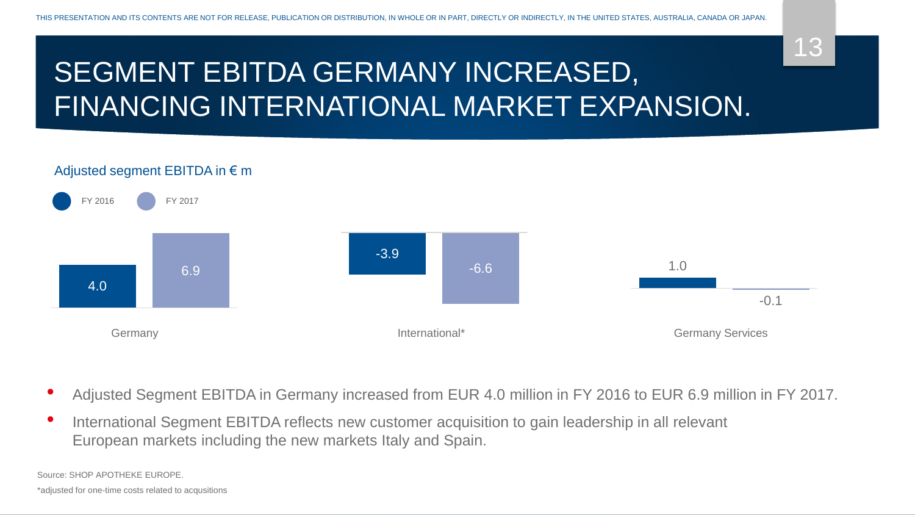# SEGMENT EBITDA GERMANY INCREASED, FINANCING INTERNATIONAL MARKET EXPANSION.

Adjusted segment EBITDA in € m

| | FY 2016 | FY 2017 |
|---|---|---|
| Germany | 4.0 | 6.9 |
| International* | -3.9 | -6.6 |
| Germany Services | 1.0 | -0.1 |

- Adjusted Segment EBITDA in Germany increased from EUR 4.0 million in FY 2016 to EUR 6.9 million in FY 2017.
- International Segment EBITDA reflects new customer acquisition to gain leadership in all relevant European markets including the new markets Italy and Spain.

Source: SHOP APOTHEKE EUROPE.

*adjusted for one-time costs related to acqusitions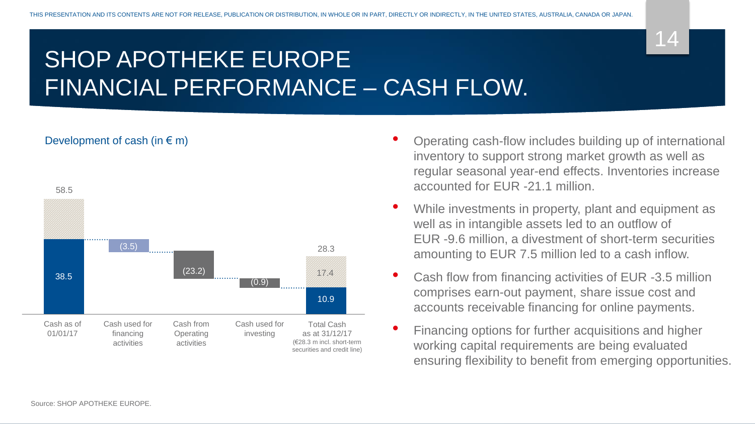# SHOP APOTHEKE EUROPE FINANCIAL PERFORMANCE – CASH FLOW.

Development of cash (in € m)

| | Cash as of 01/01/17 | Cash used for financing activities | Cash from Operating activities | Cash used for investing | Total Cash as at 31/12/17 (€28.3 m incl. short-term securities and credit line) |
|---|---|---|---|---|---|
| Total | 58.5 | | | | 28.3 |
| Cash | 38.5 | (3.5) | (23.2) | (0.9) | 10.9 |
| Other | | | | | 17.4 |

- Operating cash-flow includes building up of international inventory to support strong market growth as well as regular seasonal year-end effects. Inventories increase accounted for EUR -21.1 million.
- While investments in property, plant and equipment as well as in intangible assets led to an outflow of EUR -9.6 million, a divestment of short-term securities amounting to EUR 7.5 million led to a cash inflow.
- Cash flow from financing activities of EUR -3.5 million comprises earn-out payment, share issue cost and accounts receivable financing for online payments.
- Financing options for further acquisitions and higher working capital requirements are being evaluated ensuring flexibility to benefit from emerging opportunities.

Source: SHOP APOTHEKE EUROPE.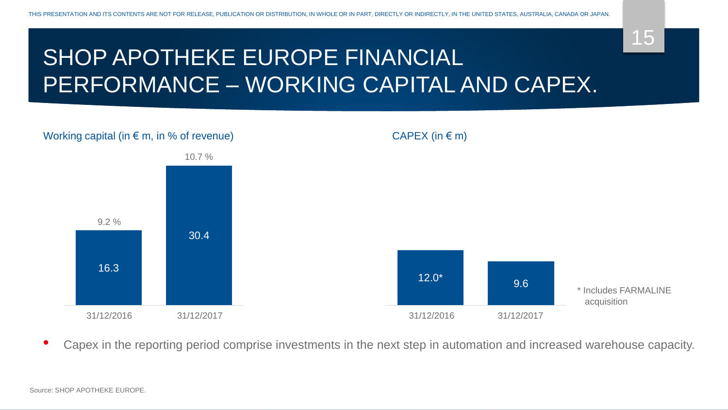# SHOP APOTHEKE EUROPE FINANCIAL PERFORMANCE – WORKING CAPITAL AND CAPEX.

Working capital (in € m, in % of revenue)

| | 31/12/2016 | 31/12/2017 |
|---|---|---|
| Working capital (€ m) | 16.3 | 30.4 |
| % of revenue | 9.2 % | 10.7 % |

CAPEX (in € m)

| | 31/12/2016 | 31/12/2017 |
|---|---|---|
| CAPEX (€ m) | 12.0* | 9.6 |

* Includes FARMALINE acquisition

- Capex in the reporting period comprise investments in the next step in automation and increased warehouse capacity.

Source: SHOP APOTHEKE EUROPE.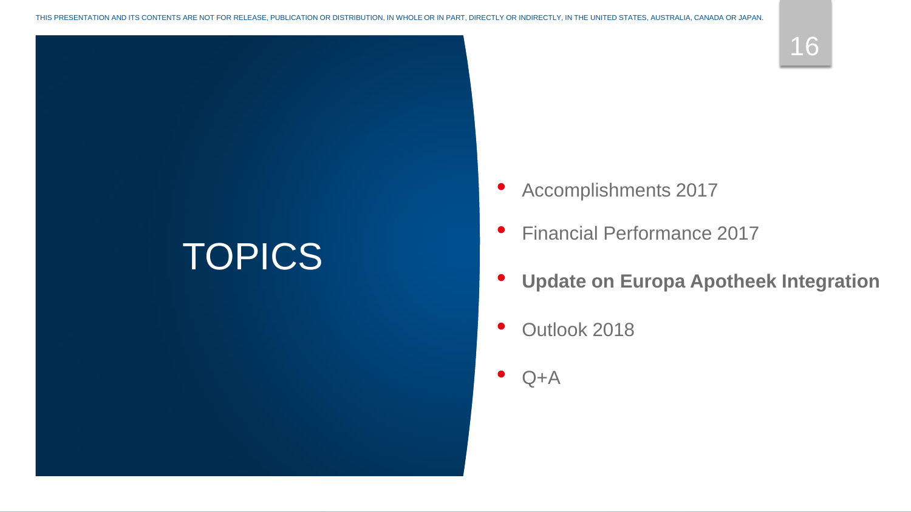# TOPICS

- Accomplishments 2017
- Financial Performance 2017
- **Update on Europa Apotheek Integration**
- Outlook 2018
- Q+A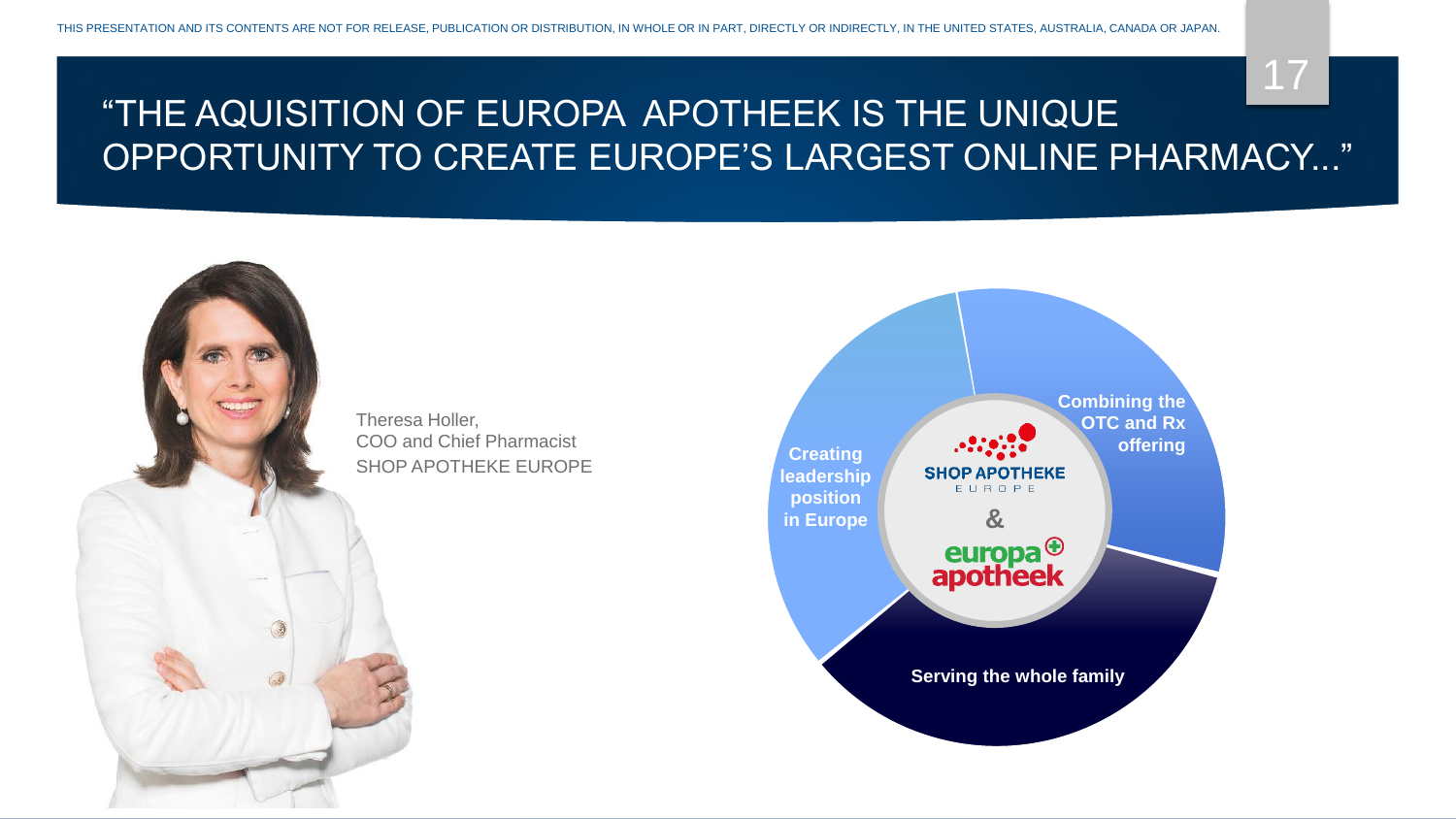# "THE AQUISITION OF EUROPA APOTHEEK IS THE UNIQUE OPPORTUNITY TO CREATE EUROPE'S LARGEST ONLINE PHARMACY..."

Theresa Holler,
COO and Chief Pharmacist
SHOP APOTHEKE EUROPE

- **Creating leadership position in Europe**
- **Combining the OTC and Rx offering**
- **Serving the whole family**

SHOP APOTHEKE EUROPE & europa apotheek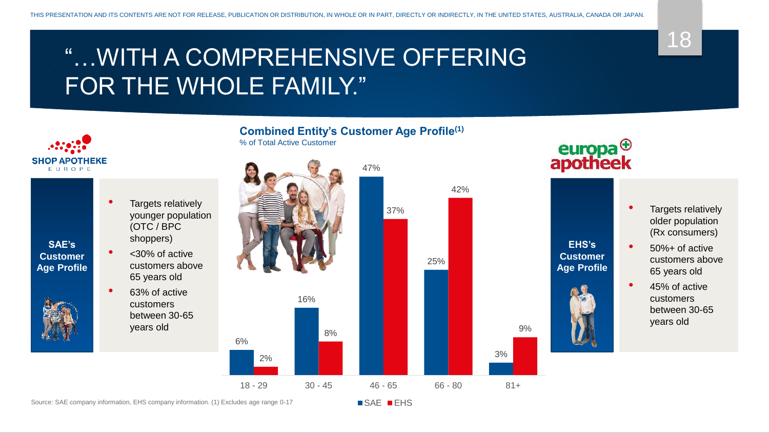# "…WITH A COMPREHENSIVE OFFERING FOR THE WHOLE FAMILY."

**SAE's Customer Age Profile**

- Targets relatively younger population (OTC / BPC shoppers)
- <30% of active customers above 65 years old
- 63% of active customers between 30-65 years old

## Combined Entity's Customer Age Profile[1]

% of Total Active Customer

| Age | SAE | EHS |
|---|---|---|
| 18 - 29 | 6% | 2% |
| 30 - 45 | 16% | 8% |
| 46 - 65 | 47% | 37% |
| 66 - 80 | 25% | 42% |
| 81+ | 3% | 9% |

**EHS's Customer Age Profile**

- Targets relatively older population (Rx consumers)
- 50%+ of active customers above 65 years old
- 45% of active customers between 30-65 years old

Source: SAE company information, EHS company information. (1) Excludes age range 0-17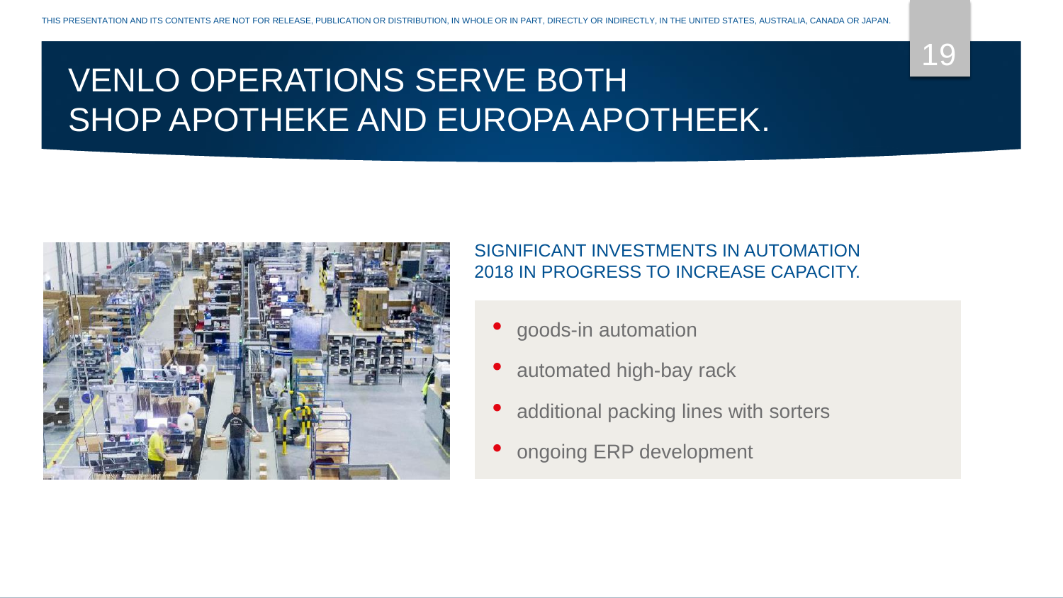# VENLO OPERATIONS SERVE BOTH SHOP APOTHEKE AND EUROPA APOTHEEK.

## SIGNIFICANT INVESTMENTS IN AUTOMATION 2018 IN PROGRESS TO INCREASE CAPACITY.

- goods-in automation
- automated high-bay rack
- additional packing lines with sorters
- ongoing ERP development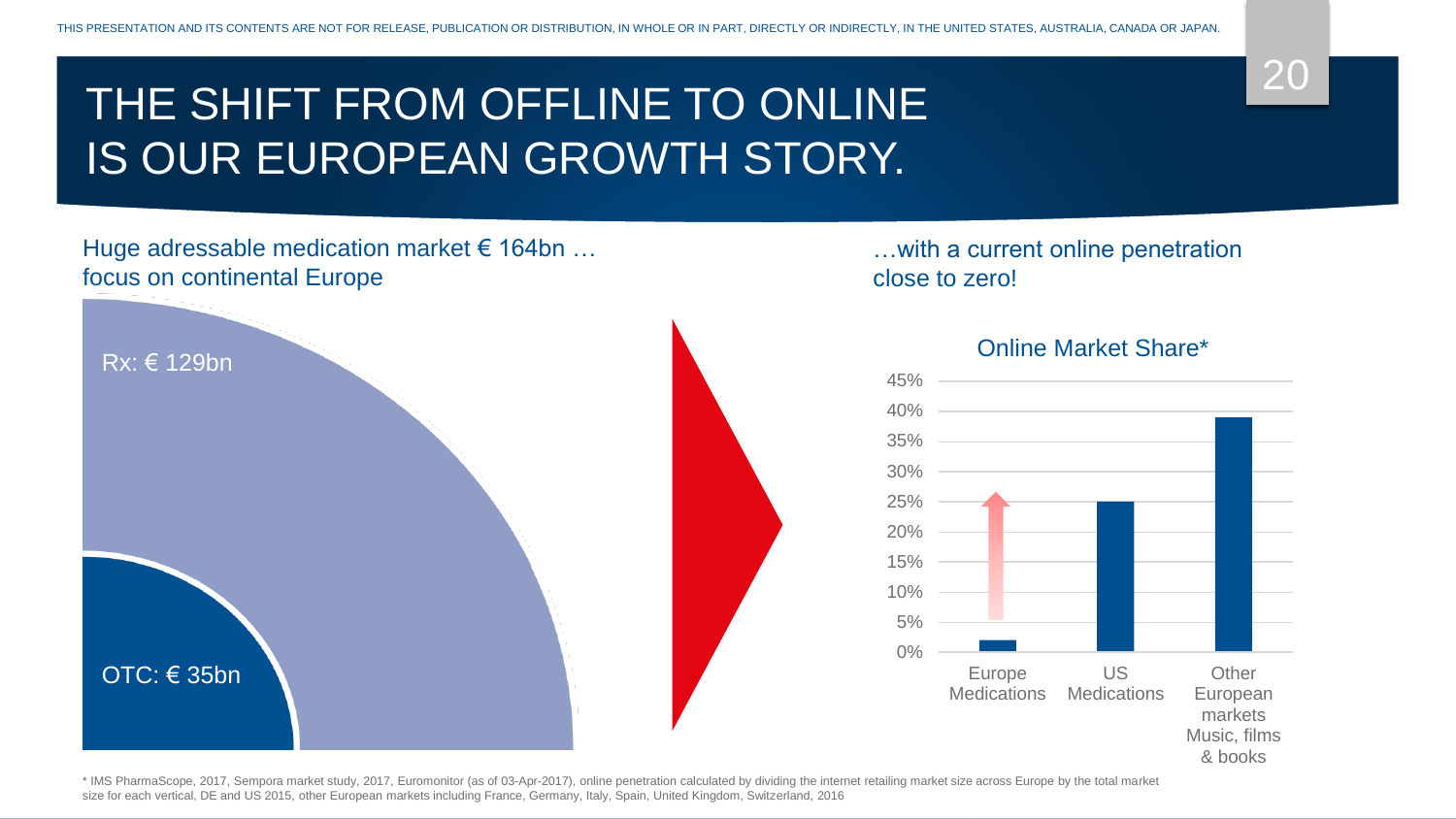# THE SHIFT FROM OFFLINE TO ONLINE IS OUR EUROPEAN GROWTH STORY.

Huge adressable medication market € 164bn … focus on continental Europe

Rx: € 129bn

OTC: € 35bn

…with a current online penetration close to zero!

**Online Market Share***

| | Europe Medications | US Medications | Other European markets Music, films & books |
|---|---|---|---|
| Online Market Share | ~2% | 25% | ~39% |

\* IMS PharmaScope, 2017, Sempora market study, 2017, Euromonitor (as of 03-Apr-2017), online penetration calculated by dividing the internet retailing market size across Europe by the total market size for each vertical, DE and US 2015, other European markets including France, Germany, Italy, Spain, United Kingdom, Switzerland, 2016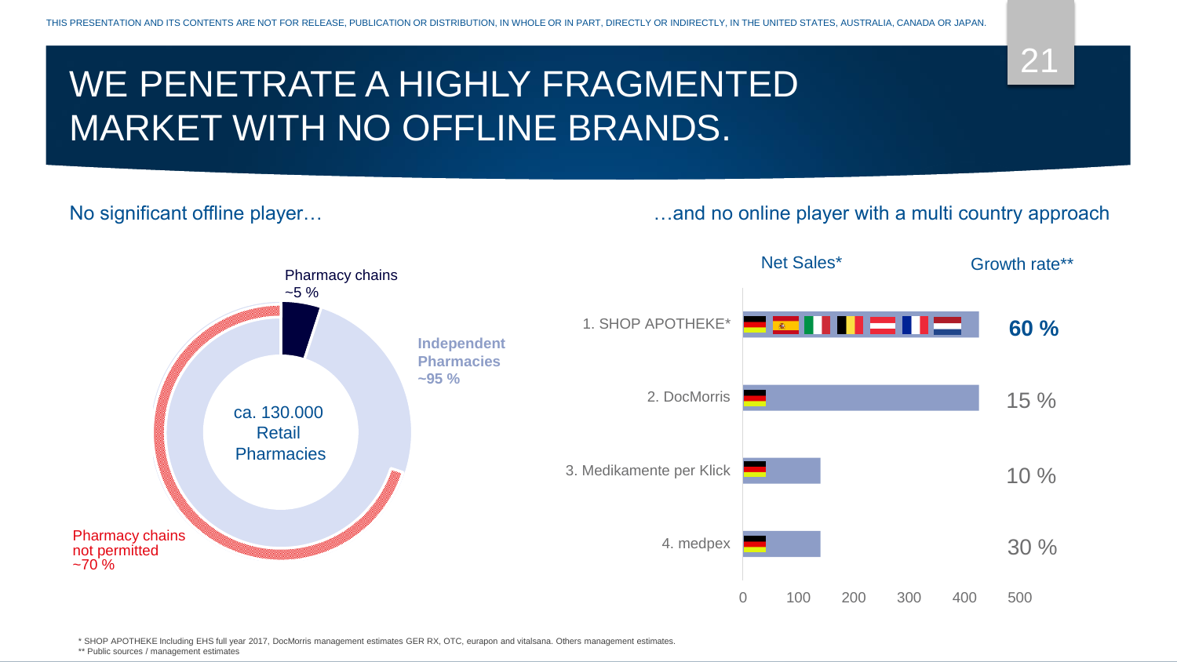THIS PRESENTATION AND ITS CONTENTS ARE NOT FOR RELEASE, PUBLICATION OR DISTRIBUTION, IN WHOLE OR IN PART, DIRECTLY OR INDIRECTLY, IN THE UNITED STATES, AUSTRALIA, CANADA OR JAPAN.

# WE PENETRATE A HIGHLY FRAGMENTED MARKET WITH NO OFFLINE BRANDS.

## No significant offline player…

ca. 130.000 Retail Pharmacies

- Pharmacy chains ~5 %
- **Independent Pharmacies ~95 %**
- Pharmacy chains not permitted ~70 %

## …and no online player with a multi country approach

| | Net Sales* | Growth rate** |
|---|---|---|
| 1. SHOP APOTHEKE* | | **60 %** |
| 2. DocMorris | | 15 % |
| 3. Medikamente per Klick | | 10 % |
| 4. medpex | | 30 % |

Net Sales axis: 0, 100, 200, 300, 400, 500

\* SHOP APOTHEKE Including EHS full year 2017, DocMorris management estimates GER RX, OTC, eurapon and vitalsana. Others management estimates.

\*\* Public sources / management estimates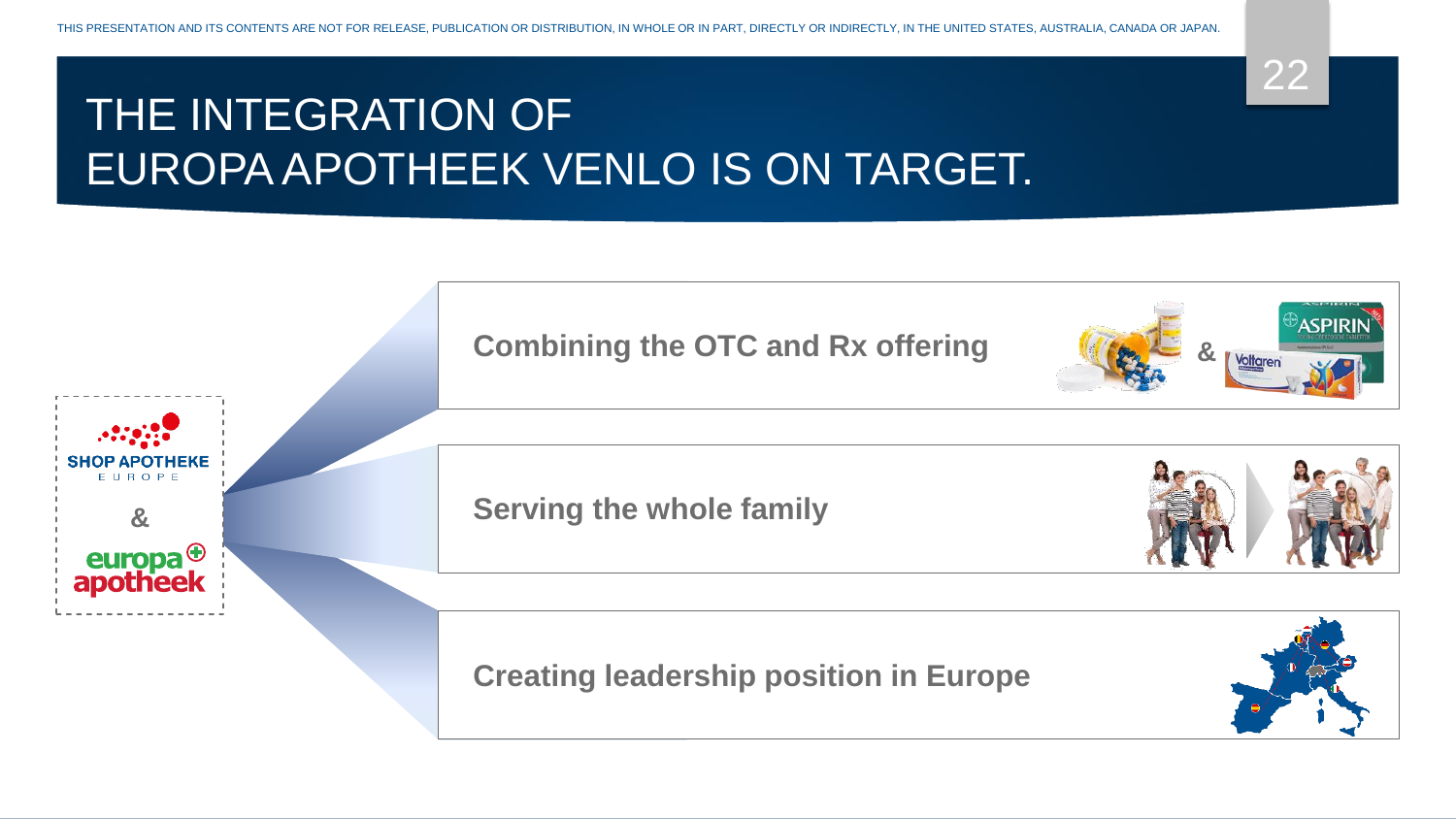# THE INTEGRATION OF EUROPA APOTHEEK VENLO IS ON TARGET.

SHOP APOTHEKE EUROPE & europa apotheek

- **Combining the OTC and Rx offering**
- **Serving the whole family**
- **Creating leadership position in Europe**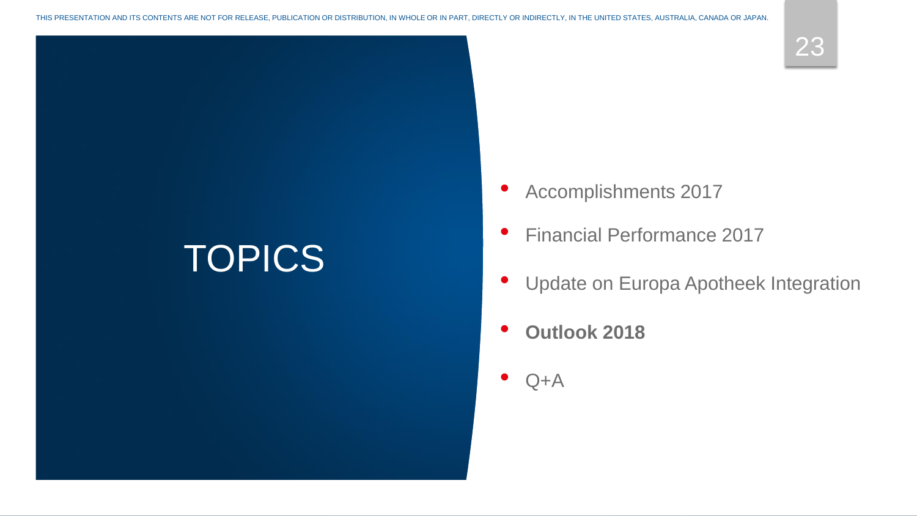# TOPICS

- Accomplishments 2017
- Financial Performance 2017
- Update on Europa Apotheek Integration
- **Outlook 2018**
- Q+A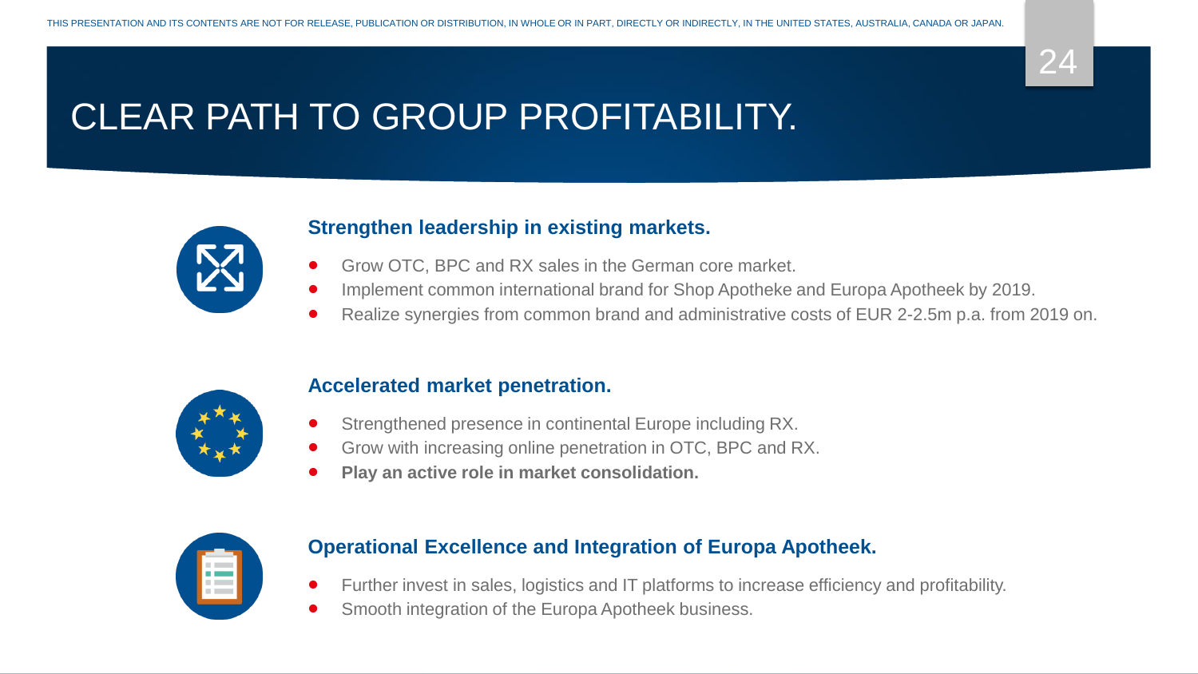# CLEAR PATH TO GROUP PROFITABILITY.

### Strengthen leadership in existing markets.

- Grow OTC, BPC and RX sales in the German core market.
- Implement common international brand for Shop Apotheke and Europa Apotheek by 2019.
- Realize synergies from common brand and administrative costs of EUR 2-2.5m p.a. from 2019 on.

### Accelerated market penetration.

- Strengthened presence in continental Europe including RX.
- Grow with increasing online penetration in OTC, BPC and RX.
- **Play an active role in market consolidation.**

### Operational Excellence and Integration of Europa Apotheek.

- Further invest in sales, logistics and IT platforms to increase efficiency and profitability.
- Smooth integration of the Europa Apotheek business.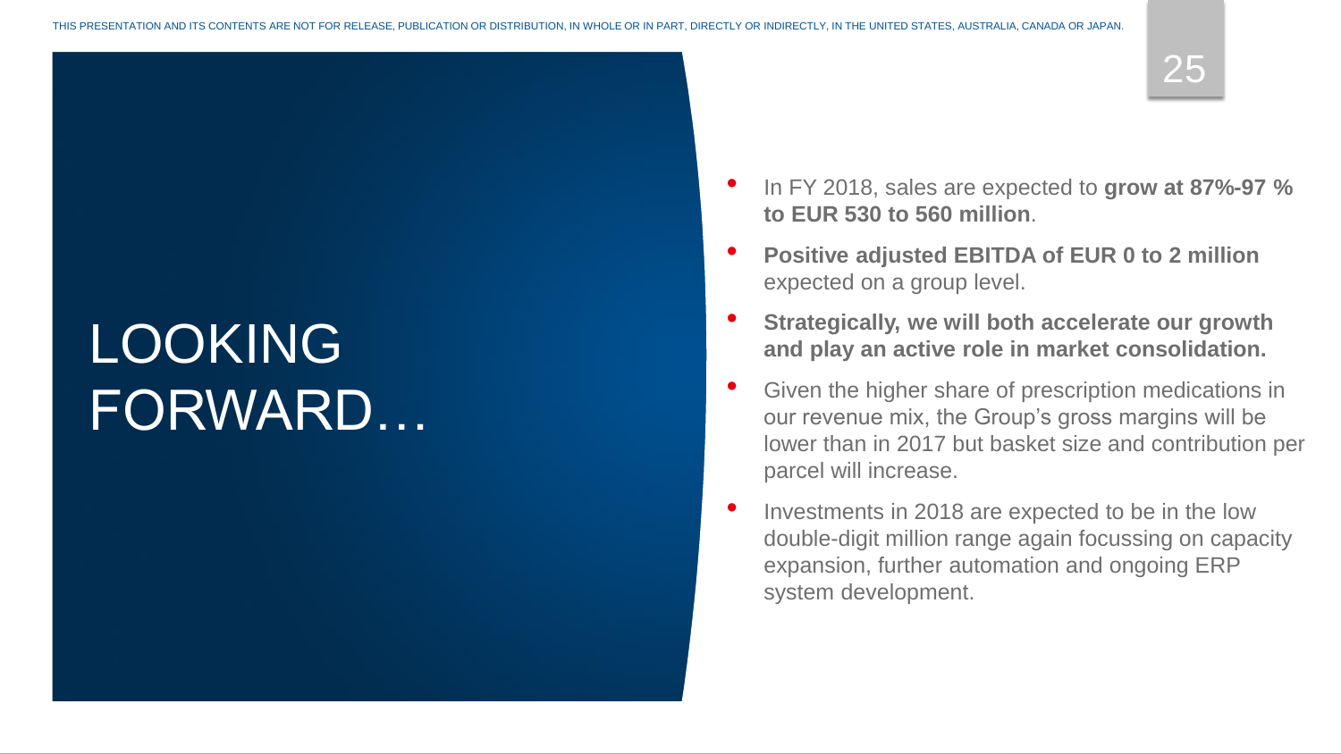# LOOKING FORWARD…

- In FY 2018, sales are expected to **grow at 87%-97 % to EUR 530 to 560 million**.
- **Positive adjusted EBITDA of EUR 0 to 2 million** expected on a group level.
- **Strategically, we will both accelerate our growth and play an active role in market consolidation.**
- Given the higher share of prescription medications in our revenue mix, the Group's gross margins will be lower than in 2017 but basket size and contribution per parcel will increase.
- Investments in 2018 are expected to be in the low double-digit million range again focussing on capacity expansion, further automation and ongoing ERP system development.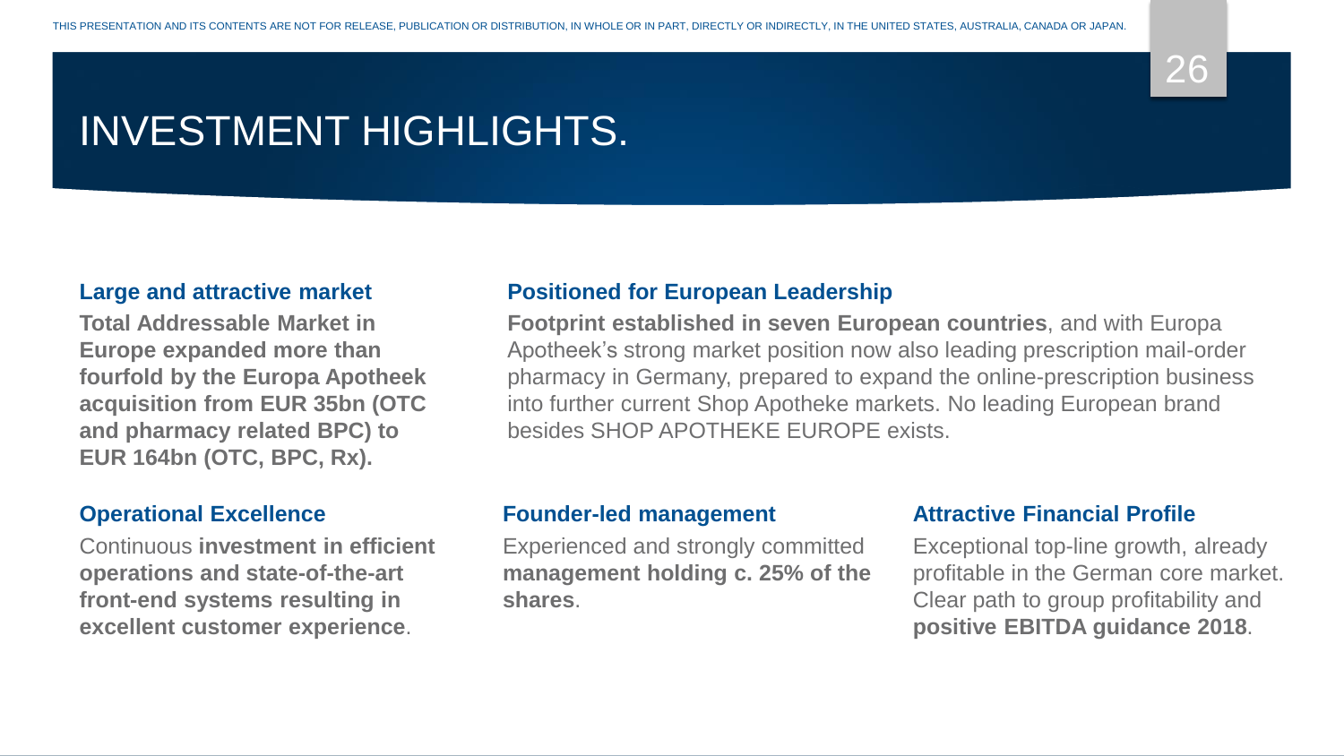# INVESTMENT HIGHLIGHTS.

### Large and attractive market

**Total Addressable Market in Europe expanded more than fourfold by the Europa Apotheek acquisition from EUR 35bn (OTC and pharmacy related BPC) to EUR 164bn (OTC, BPC, Rx).**

### Positioned for European Leadership

**Footprint established in seven European countries**, and with Europa Apotheek's strong market position now also leading prescription mail-order pharmacy in Germany, prepared to expand the online-prescription business into further current Shop Apotheke markets. No leading European brand besides SHOP APOTHEKE EUROPE exists.

### Operational Excellence

Continuous **investment in efficient operations and state-of-the-art front-end systems resulting in excellent customer experience**.

### Founder-led management

Experienced and strongly committed **management holding c. 25% of the shares**.

### Attractive Financial Profile

Exceptional top-line growth, already profitable in the German core market. Clear path to group profitability and **positive EBITDA guidance 2018**.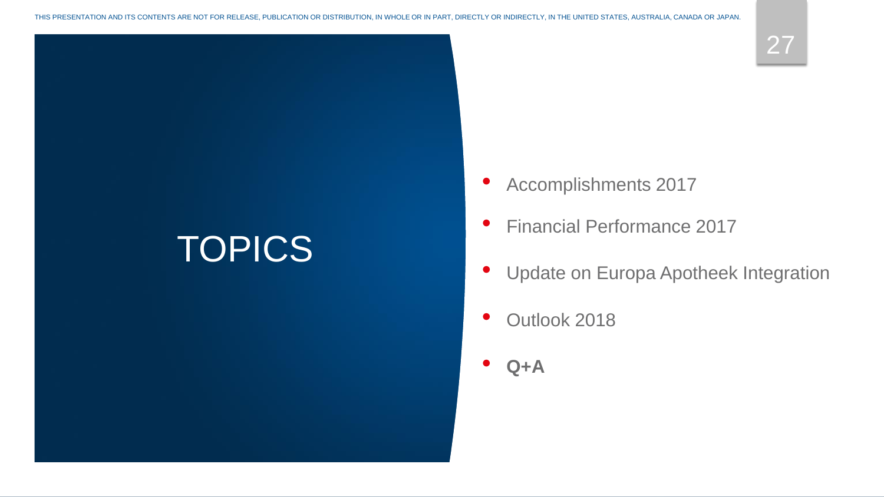# TOPICS

- Accomplishments 2017
- Financial Performance 2017
- Update on Europa Apotheek Integration
- Outlook 2018
- **Q+A**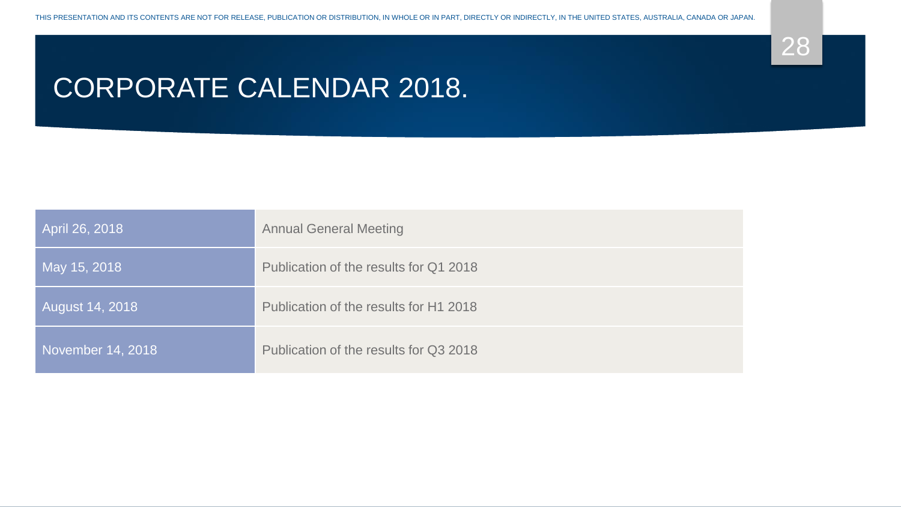THIS PRESENTATION AND ITS CONTENTS ARE NOT FOR RELEASE, PUBLICATION OR DISTRIBUTION, IN WHOLE OR IN PART, DIRECTLY OR INDIRECTLY, IN THE UNITED STATES, AUSTRALIA, CANADA OR JAPAN.

# CORPORATE CALENDAR 2018.

| | |
|---|---|
| April 26, 2018 | Annual General Meeting |
| May 15, 2018 | Publication of the results for Q1 2018 |
| August 14, 2018 | Publication of the results for H1 2018 |
| November 14, 2018 | Publication of the results for Q3 2018 |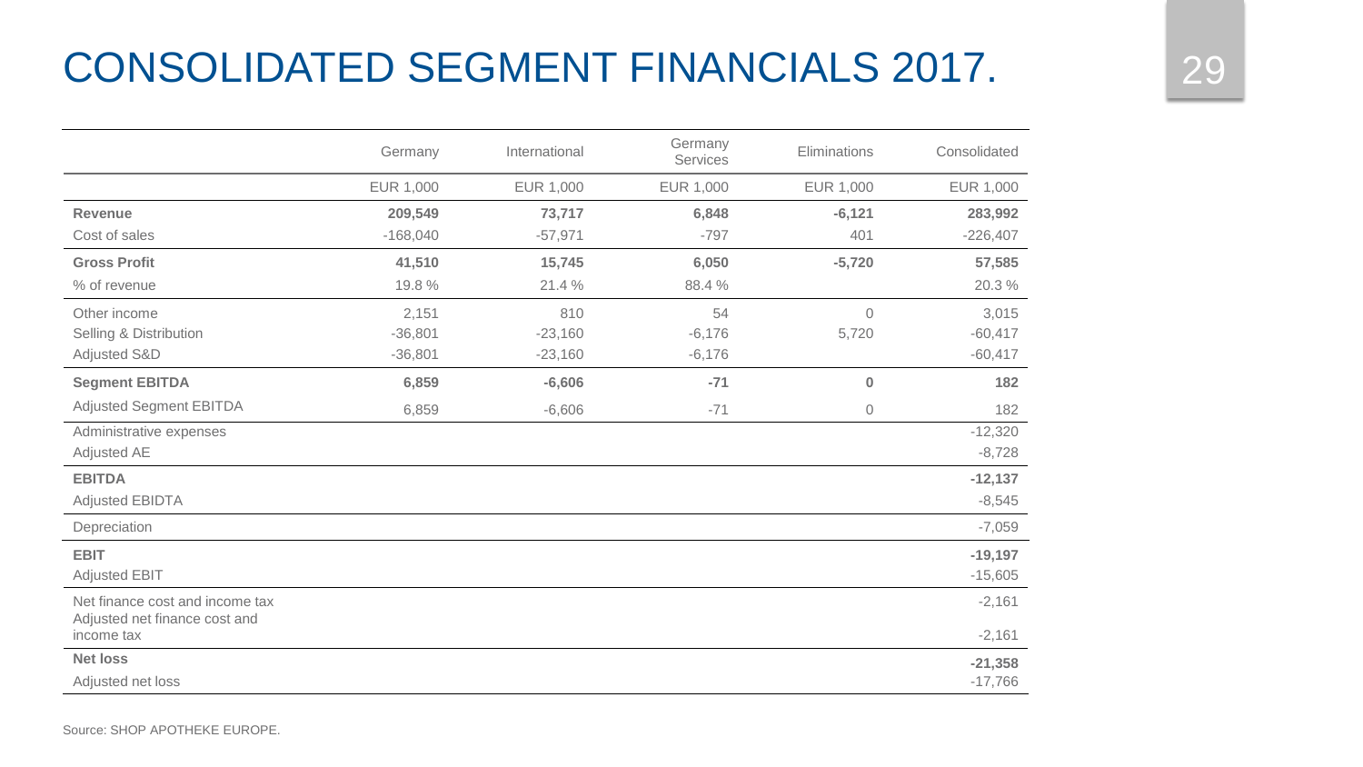# CONSOLIDATED SEGMENT FINANCIALS 2017.

| | Germany | International | Germany Services | Eliminations | Consolidated |
|---|---|---|---|---|---|
| | EUR 1,000 | EUR 1,000 | EUR 1,000 | EUR 1,000 | EUR 1,000 |
| **Revenue** | **209,549** | **73,717** | **6,848** | **-6,121** | **283,992** |
| Cost of sales | -168,040 | -57,971 | -797 | 401 | -226,407 |
| **Gross Profit** | **41,510** | **15,745** | **6,050** | **-5,720** | **57,585** |
| % of revenue | 19.8 % | 21.4 % | 88.4 % | | 20.3 % |
| Other income | 2,151 | 810 | 54 | 0 | 3,015 |
| Selling & Distribution | -36,801 | -23,160 | -6,176 | 5,720 | -60,417 |
| Adjusted S&D | -36,801 | -23,160 | -6,176 | | -60,417 |
| **Segment EBITDA** | **6,859** | **-6,606** | **-71** | **0** | **182** |
| Adjusted Segment EBITDA | 6,859 | -6,606 | -71 | 0 | 182 |
| Administrative expenses | | | | | -12,320 |
| Adjusted AE | | | | | -8,728 |
| **EBITDA** | | | | | **-12,137** |
| Adjusted EBIDTA | | | | | -8,545 |
| Depreciation | | | | | -7,059 |
| **EBIT** | | | | | **-19,197** |
| Adjusted EBIT | | | | | -15,605 |
| Net finance cost and income tax | | | | | -2,161 |
| Adjusted net finance cost and income tax | | | | | -2,161 |
| **Net loss** | | | | | **-21,358** |
| Adjusted net loss | | | | | -17,766 |

Source: SHOP APOTHEKE EUROPE.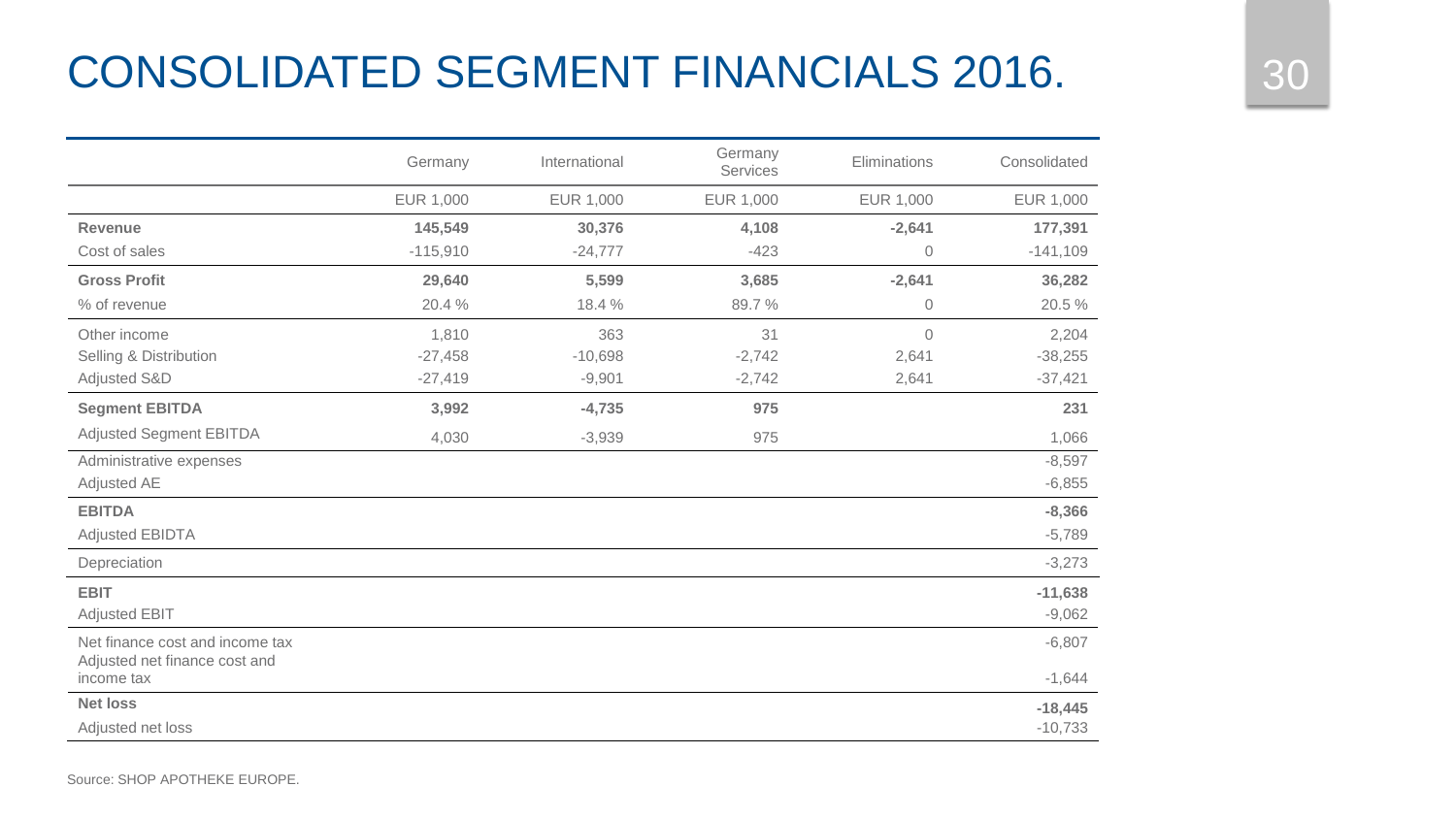# CONSOLIDATED SEGMENT FINANCIALS 2016.

| | Germany | International | Germany Services | Eliminations | Consolidated |
|---|---|---|---|---|---|
| | EUR 1,000 | EUR 1,000 | EUR 1,000 | EUR 1,000 | EUR 1,000 |
| **Revenue** | **145,549** | **30,376** | **4,108** | **-2,641** | **177,391** |
| Cost of sales | -115,910 | -24,777 | -423 | 0 | -141,109 |
| **Gross Profit** | **29,640** | **5,599** | **3,685** | **-2,641** | **36,282** |
| % of revenue | 20.4 % | 18.4 % | 89.7 % | 0 | 20.5 % |
| Other income | 1,810 | 363 | 31 | 0 | 2,204 |
| Selling & Distribution | -27,458 | -10,698 | -2,742 | 2,641 | -38,255 |
| Adjusted S&D | -27,419 | -9,901 | -2,742 | 2,641 | -37,421 |
| **Segment EBITDA** | **3,992** | **-4,735** | **975** | | **231** |
| Adjusted Segment EBITDA | 4,030 | -3,939 | 975 | | 1,066 |
| Administrative expenses | | | | | -8,597 |
| Adjusted AE | | | | | -6,855 |
| **EBITDA** | | | | | **-8,366** |
| Adjusted EBIDTA | | | | | -5,789 |
| Depreciation | | | | | -3,273 |
| **EBIT** | | | | | **-11,638** |
| Adjusted EBIT | | | | | -9,062 |
| Net finance cost and income tax | | | | | -6,807 |
| Adjusted net finance cost and income tax | | | | | -1,644 |
| **Net loss** | | | | | **-18,445** |
| Adjusted net loss | | | | | -10,733 |

Source: SHOP APOTHEKE EUROPE.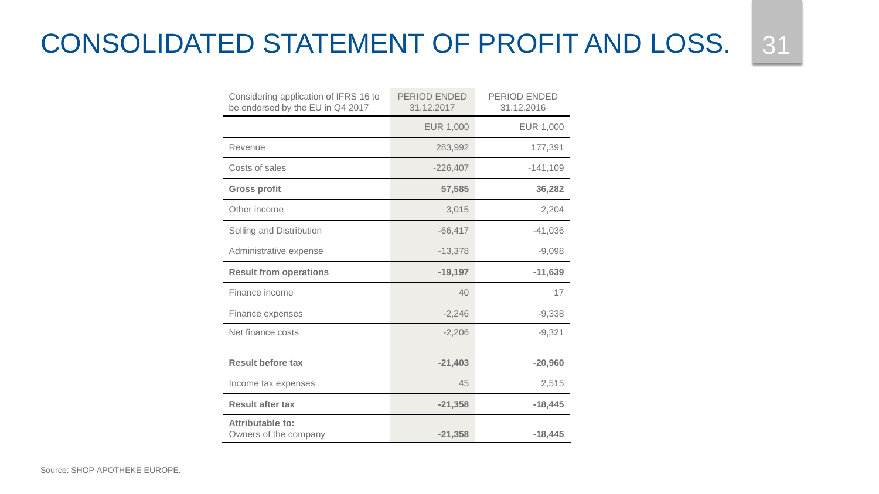# CONSOLIDATED STATEMENT OF PROFIT AND LOSS.

| Considering application of IFRS 16 to be endorsed by the EU in Q4 2017 | PERIOD ENDED 31.12.2017 | PERIOD ENDED 31.12.2016 |
|---|---|---|
| | EUR 1,000 | EUR 1,000 |
| Revenue | 283,992 | 177,391 |
| Costs of sales | -226,407 | -141,109 |
| **Gross profit** | **57,585** | **36,282** |
| Other income | 3,015 | 2,204 |
| Selling and Distribution | -66,417 | -41,036 |
| Administrative expense | -13,378 | -9,098 |
| **Result from operations** | **-19,197** | **-11,639** |
| Finance income | 40 | 17 |
| Finance expenses | -2,246 | -9,338 |
| Net finance costs | -2,206 | -9,321 |
| **Result before tax** | **-21,403** | **-20,960** |
| Income tax expenses | 45 | 2,515 |
| **Result after tax** | **-21,358** | **-18,445** |
| **Attributable to:** Owners of the company | **-21,358** | **-18,445** |

Source: SHOP APOTHEKE EUROPE.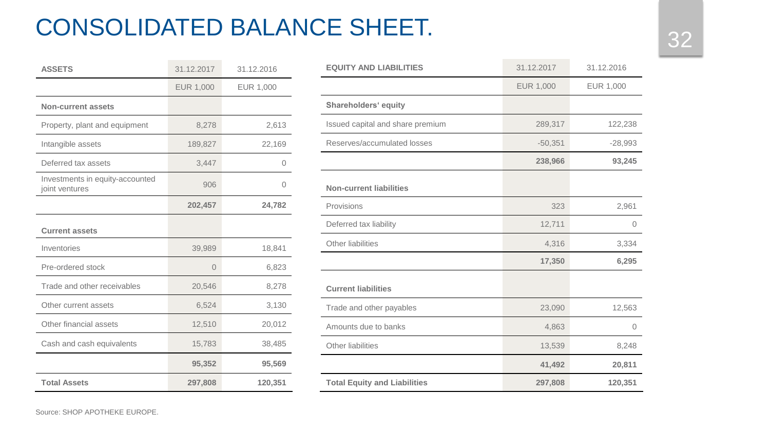# CONSOLIDATED BALANCE SHEET.

| ASSETS | 31.12.2017 | 31.12.2016 |
|---|---|---|
| | EUR 1,000 | EUR 1,000 |
| **Non-current assets** | | |
| Property, plant and equipment | 8,278 | 2,613 |
| Intangible assets | 189,827 | 22,169 |
| Deferred tax assets | 3,447 | 0 |
| Investments in equity-accounted joint ventures | 906 | 0 |
| | **202,457** | **24,782** |
| **Current assets** | | |
| Inventories | 39,989 | 18,841 |
| Pre-ordered stock | 0 | 6,823 |
| Trade and other receivables | 20,546 | 8,278 |
| Other current assets | 6,524 | 3,130 |
| Other financial assets | 12,510 | 20,012 |
| Cash and cash equivalents | 15,783 | 38,485 |
| | **95,352** | **95,569** |
| **Total Assets** | **297,808** | **120,351** |

| EQUITY AND LIABILITIES | 31.12.2017 | 31.12.2016 |
|---|---|---|
| | EUR 1,000 | EUR 1,000 |
| **Shareholders' equity** | | |
| Issued capital and share premium | 289,317 | 122,238 |
| Reserves/accumulated losses | -50,351 | -28,993 |
| | **238,966** | **93,245** |
| **Non-current liabilities** | | |
| Provisions | 323 | 2,961 |
| Deferred tax liability | 12,711 | 0 |
| Other liabilities | 4,316 | 3,334 |
| | **17,350** | **6,295** |
| **Current liabilities** | | |
| Trade and other payables | 23,090 | 12,563 |
| Amounts due to banks | 4,863 | 0 |
| Other liabilities | 13,539 | 8,248 |
| | **41,492** | **20,811** |
| **Total Equity and Liabilities** | **297,808** | **120,351** |

Source: SHOP APOTHEKE EUROPE.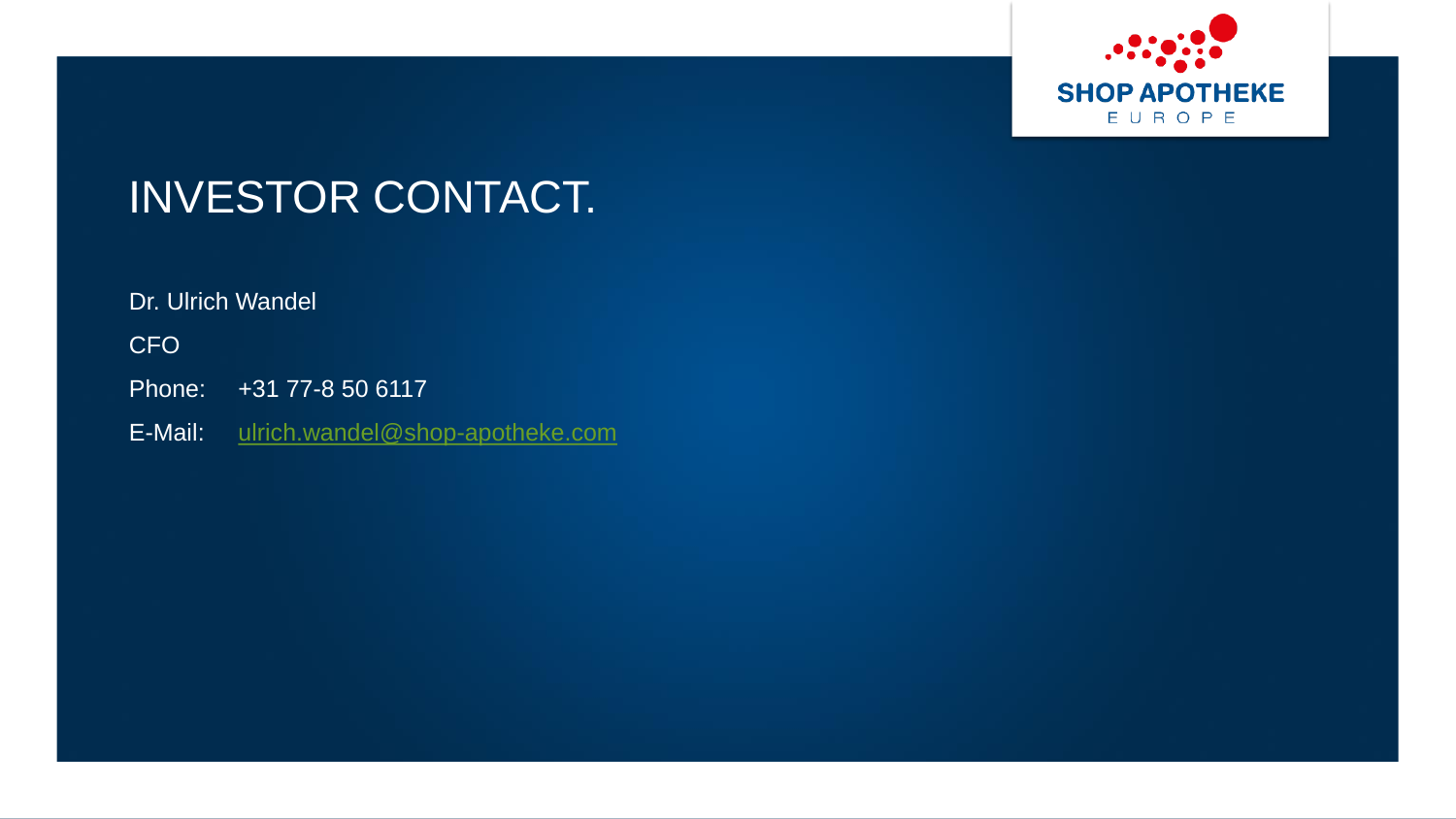# INVESTOR CONTACT.

Dr. Ulrich Wandel

CFO

Phone: +31 77-8 50 6117

E-Mail: ulrich.wandel@shop-apotheke.com